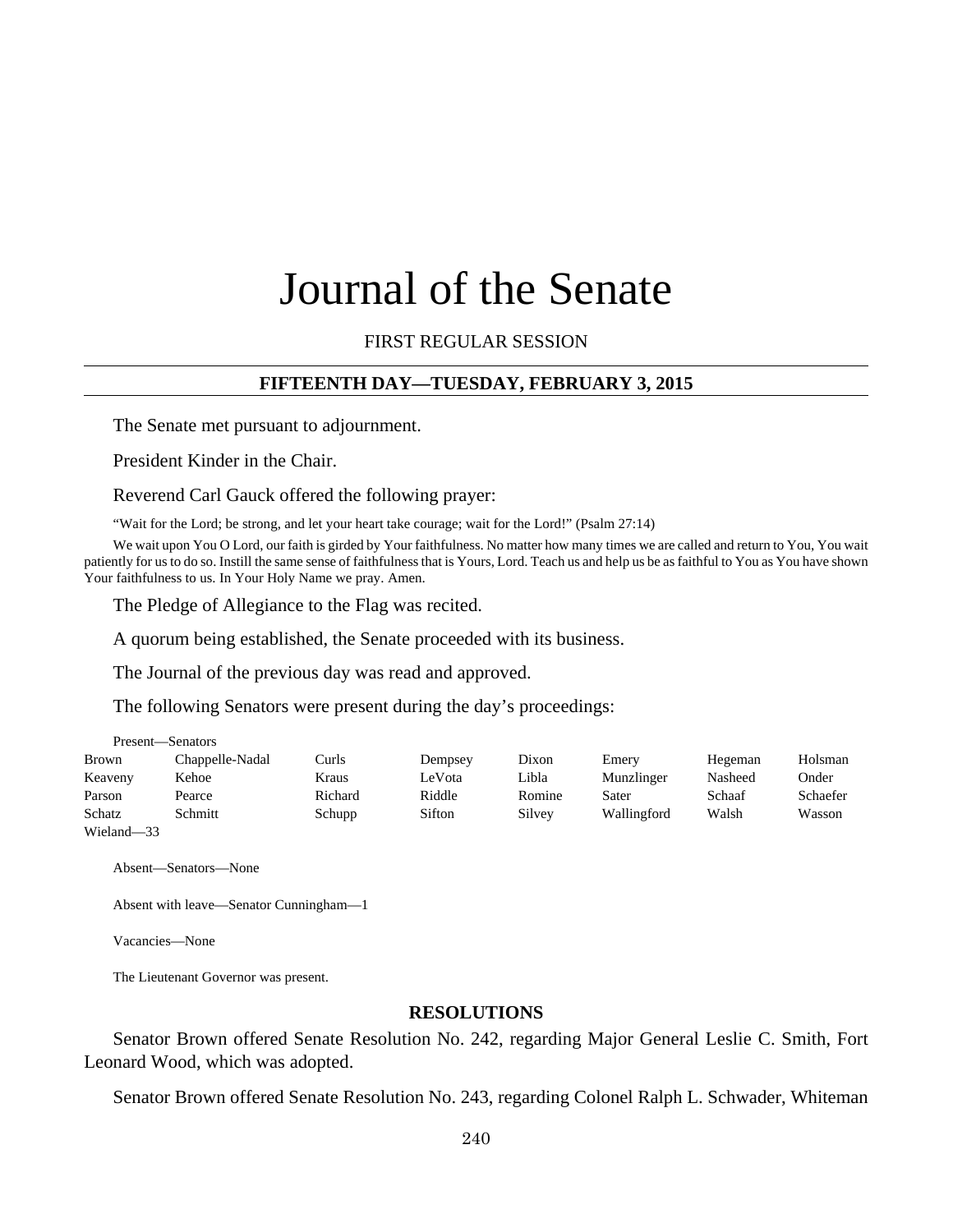# Journal of the Senate

FIRST REGULAR SESSION

## FIFTEENTH DAY—TUESDAY, FEBRUARY 3, 2015

The Senate met pursuant to adjournment.

President Kinder in the Chair.

Reverend Carl Gauck offered the following prayer:

"Wait for the Lord; be strong, and let your heart take courage; wait for the Lord!" (Psalm 27:14)

We wait upon You O Lord, our faith is girded by Your faithfulness. No matter how many times we are called and return to You, You wait patiently for us to do so. Instill the same sense of faithfulness that is Yours, Lord. Teach us and help us be as faithful to You as You have shown Your faithfulness to us. In Your Holy Name we pray. Amen.

The Pledge of Allegiance to the Flag was recited.

A quorum being established, the Senate proceeded with its business.

The Journal of the previous day was read and approved.

The following Senators were present during the day's proceedings:

Present—Senators

| | | | | | | | |
|---|---|---|---|---|---|---|---|
| Brown | Chappelle-Nadal | Curls | Dempsey | Dixon | Emery | Hegeman | Holsman |
| Keaveny | Kehoe | Kraus | LeVota | Libla | Munzlinger | Nasheed | Onder |
| Parson | Pearce | Richard | Riddle | Romine | Sater | Schaaf | Schaefer |
| Schatz | Schmitt | Schupp | Sifton | Silvey | Wallingford | Walsh | Wasson |
| Wieland—33 | | | | | | | |

Absent—Senators—None

Absent with leave—Senator Cunningham—1

Vacancies—None

The Lieutenant Governor was present.

### RESOLUTIONS

Senator Brown offered Senate Resolution No. 242, regarding Major General Leslie C. Smith, Fort Leonard Wood, which was adopted.

Senator Brown offered Senate Resolution No. 243, regarding Colonel Ralph L. Schwader, Whiteman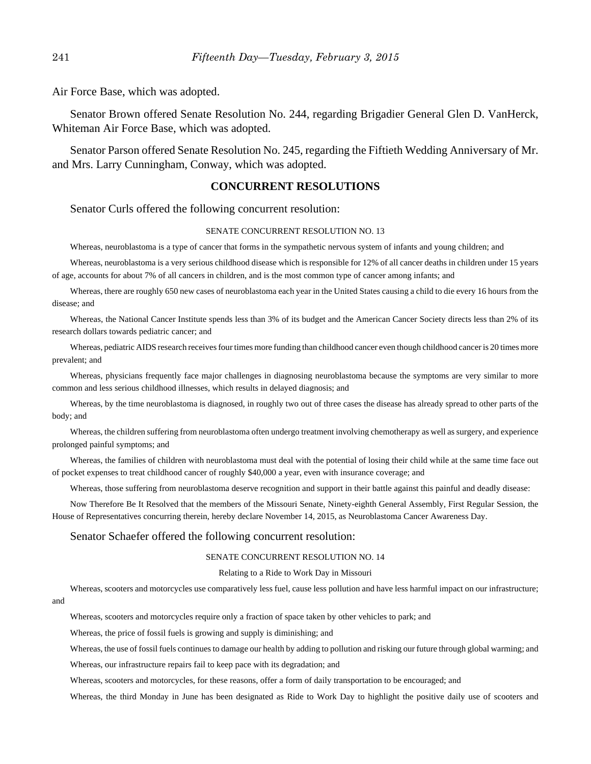Air Force Base, which was adopted.

Senator Brown offered Senate Resolution No. 244, regarding Brigadier General Glen D. VanHerck, Whiteman Air Force Base, which was adopted.

Senator Parson offered Senate Resolution No. 245, regarding the Fiftieth Wedding Anniversary of Mr. and Mrs. Larry Cunningham, Conway, which was adopted.

## CONCURRENT RESOLUTIONS

Senator Curls offered the following concurrent resolution:

SENATE CONCURRENT RESOLUTION NO. 13

Whereas, neuroblastoma is a type of cancer that forms in the sympathetic nervous system of infants and young children; and

Whereas, neuroblastoma is a very serious childhood disease which is responsible for 12% of all cancer deaths in children under 15 years of age, accounts for about 7% of all cancers in children, and is the most common type of cancer among infants; and

Whereas, there are roughly 650 new cases of neuroblastoma each year in the United States causing a child to die every 16 hours from the disease; and

Whereas, the National Cancer Institute spends less than 3% of its budget and the American Cancer Society directs less than 2% of its research dollars towards pediatric cancer; and

Whereas, pediatric AIDS research receives four times more funding than childhood cancer even though childhood cancer is 20 times more prevalent; and

Whereas, physicians frequently face major challenges in diagnosing neuroblastoma because the symptoms are very similar to more common and less serious childhood illnesses, which results in delayed diagnosis; and

Whereas, by the time neuroblastoma is diagnosed, in roughly two out of three cases the disease has already spread to other parts of the body; and

Whereas, the children suffering from neuroblastoma often undergo treatment involving chemotherapy as well as surgery, and experience prolonged painful symptoms; and

Whereas, the families of children with neuroblastoma must deal with the potential of losing their child while at the same time face out of pocket expenses to treat childhood cancer of roughly $40,000 a year, even with insurance coverage; and

Whereas, those suffering from neuroblastoma deserve recognition and support in their battle against this painful and deadly disease:

Now Therefore Be It Resolved that the members of the Missouri Senate, Ninety-eighth General Assembly, First Regular Session, the House of Representatives concurring therein, hereby declare November 14, 2015, as Neuroblastoma Cancer Awareness Day.

Senator Schaefer offered the following concurrent resolution:

SENATE CONCURRENT RESOLUTION NO. 14

Relating to a Ride to Work Day in Missouri

Whereas, scooters and motorcycles use comparatively less fuel, cause less pollution and have less harmful impact on our infrastructure; and

Whereas, scooters and motorcycles require only a fraction of space taken by other vehicles to park; and

Whereas, the price of fossil fuels is growing and supply is diminishing; and

Whereas, the use of fossil fuels continues to damage our health by adding to pollution and risking our future through global warming; and

Whereas, our infrastructure repairs fail to keep pace with its degradation; and

Whereas, scooters and motorcycles, for these reasons, offer a form of daily transportation to be encouraged; and

Whereas, the third Monday in June has been designated as Ride to Work Day to highlight the positive daily use of scooters and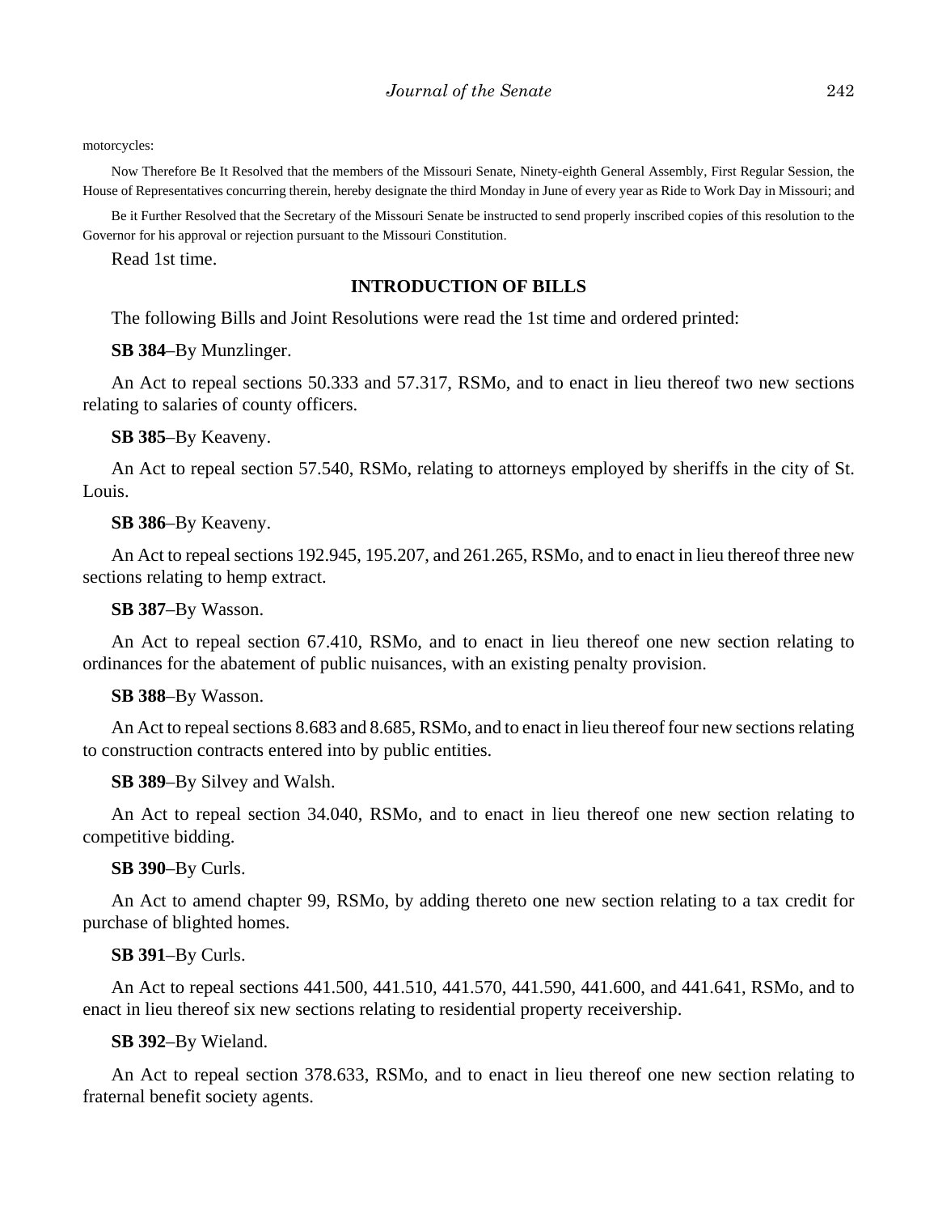motorcycles:

Now Therefore Be It Resolved that the members of the Missouri Senate, Ninety-eighth General Assembly, First Regular Session, the House of Representatives concurring therein, hereby designate the third Monday in June of every year as Ride to Work Day in Missouri; and

Be it Further Resolved that the Secretary of the Missouri Senate be instructed to send properly inscribed copies of this resolution to the Governor for his approval or rejection pursuant to the Missouri Constitution.

Read 1st time.

## INTRODUCTION OF BILLS

The following Bills and Joint Resolutions were read the 1st time and ordered printed:

**SB 384**–By Munzlinger.

An Act to repeal sections 50.333 and 57.317, RSMo, and to enact in lieu thereof two new sections relating to salaries of county officers.

**SB 385**–By Keaveny.

An Act to repeal section 57.540, RSMo, relating to attorneys employed by sheriffs in the city of St. Louis.

**SB 386**–By Keaveny.

An Act to repeal sections 192.945, 195.207, and 261.265, RSMo, and to enact in lieu thereof three new sections relating to hemp extract.

**SB 387**–By Wasson.

An Act to repeal section 67.410, RSMo, and to enact in lieu thereof one new section relating to ordinances for the abatement of public nuisances, with an existing penalty provision.

**SB 388**–By Wasson.

An Act to repeal sections 8.683 and 8.685, RSMo, and to enact in lieu thereof four new sections relating to construction contracts entered into by public entities.

**SB 389**–By Silvey and Walsh.

An Act to repeal section 34.040, RSMo, and to enact in lieu thereof one new section relating to competitive bidding.

**SB 390**–By Curls.

An Act to amend chapter 99, RSMo, by adding thereto one new section relating to a tax credit for purchase of blighted homes.

**SB 391**–By Curls.

An Act to repeal sections 441.500, 441.510, 441.570, 441.590, 441.600, and 441.641, RSMo, and to enact in lieu thereof six new sections relating to residential property receivership.

**SB 392**–By Wieland.

An Act to repeal section 378.633, RSMo, and to enact in lieu thereof one new section relating to fraternal benefit society agents.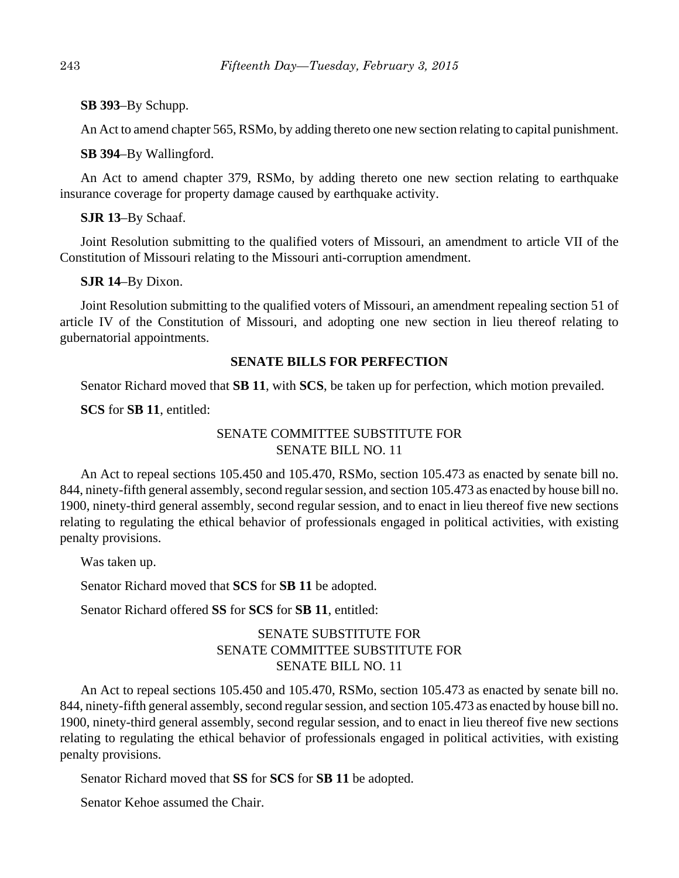**SB 393**–By Schupp.

An Act to amend chapter 565, RSMo, by adding thereto one new section relating to capital punishment.

**SB 394**–By Wallingford.

An Act to amend chapter 379, RSMo, by adding thereto one new section relating to earthquake insurance coverage for property damage caused by earthquake activity.

**SJR 13**–By Schaaf.

Joint Resolution submitting to the qualified voters of Missouri, an amendment to article VII of the Constitution of Missouri relating to the Missouri anti-corruption amendment.

**SJR 14**–By Dixon.

Joint Resolution submitting to the qualified voters of Missouri, an amendment repealing section 51 of article IV of the Constitution of Missouri, and adopting one new section in lieu thereof relating to gubernatorial appointments.

## SENATE BILLS FOR PERFECTION

Senator Richard moved that **SB 11**, with **SCS**, be taken up for perfection, which motion prevailed.

**SCS** for **SB 11**, entitled:

SENATE COMMITTEE SUBSTITUTE FOR
SENATE BILL NO. 11

An Act to repeal sections 105.450 and 105.470, RSMo, section 105.473 as enacted by senate bill no. 844, ninety-fifth general assembly, second regular session, and section 105.473 as enacted by house bill no. 1900, ninety-third general assembly, second regular session, and to enact in lieu thereof five new sections relating to regulating the ethical behavior of professionals engaged in political activities, with existing penalty provisions.

Was taken up.

Senator Richard moved that **SCS** for **SB 11** be adopted.

Senator Richard offered **SS** for **SCS** for **SB 11**, entitled:

SENATE SUBSTITUTE FOR
SENATE COMMITTEE SUBSTITUTE FOR
SENATE BILL NO. 11

An Act to repeal sections 105.450 and 105.470, RSMo, section 105.473 as enacted by senate bill no. 844, ninety-fifth general assembly, second regular session, and section 105.473 as enacted by house bill no. 1900, ninety-third general assembly, second regular session, and to enact in lieu thereof five new sections relating to regulating the ethical behavior of professionals engaged in political activities, with existing penalty provisions.

Senator Richard moved that **SS** for **SCS** for **SB 11** be adopted.

Senator Kehoe assumed the Chair.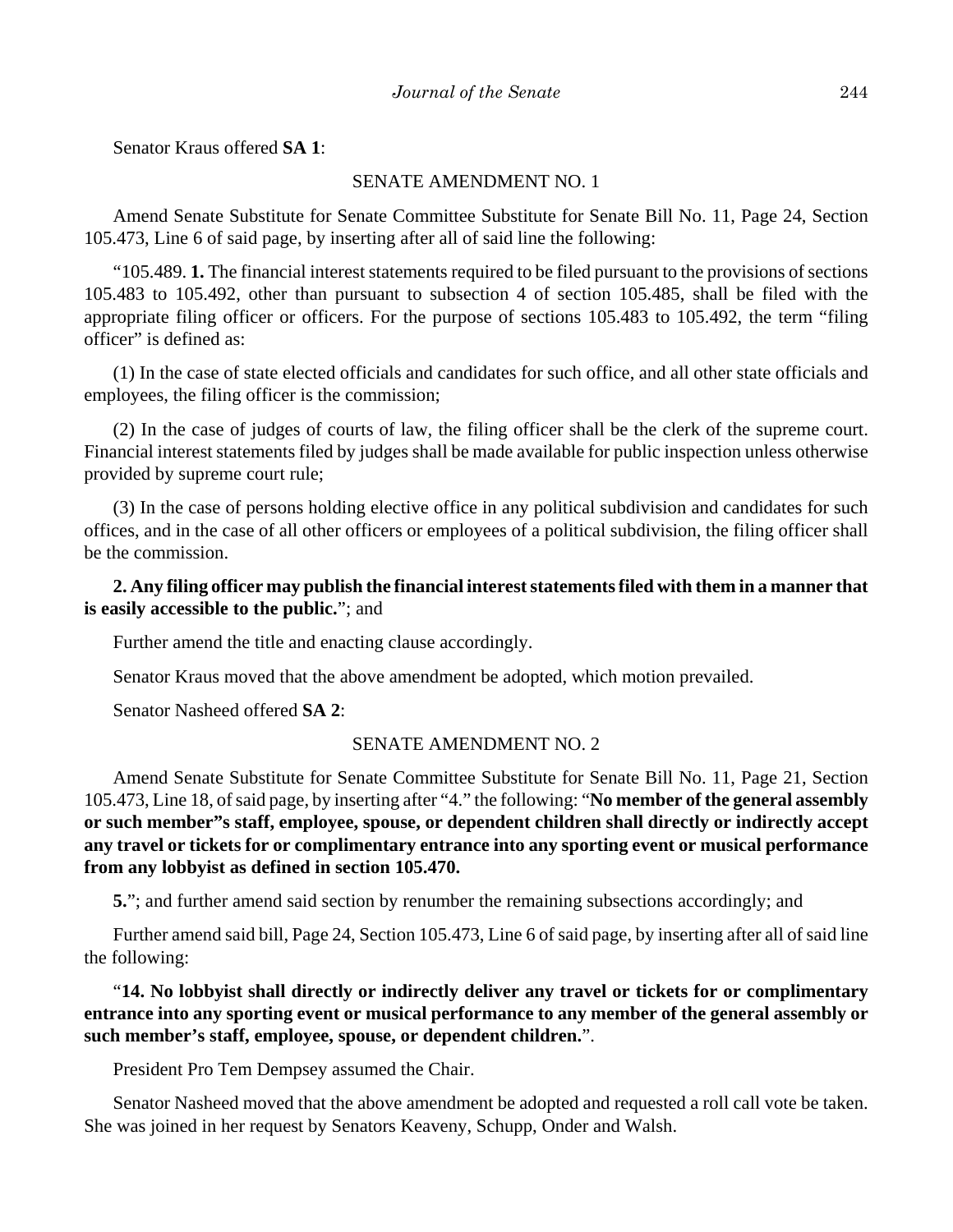Senator Kraus offered **SA 1**:

SENATE AMENDMENT NO. 1

Amend Senate Substitute for Senate Committee Substitute for Senate Bill No. 11, Page 24, Section 105.473, Line 6 of said page, by inserting after all of said line the following:

"105.489. **1.** The financial interest statements required to be filed pursuant to the provisions of sections 105.483 to 105.492, other than pursuant to subsection 4 of section 105.485, shall be filed with the appropriate filing officer or officers. For the purpose of sections 105.483 to 105.492, the term "filing officer" is defined as:

(1) In the case of state elected officials and candidates for such office, and all other state officials and employees, the filing officer is the commission;

(2) In the case of judges of courts of law, the filing officer shall be the clerk of the supreme court. Financial interest statements filed by judges shall be made available for public inspection unless otherwise provided by supreme court rule;

(3) In the case of persons holding elective office in any political subdivision and candidates for such offices, and in the case of all other officers or employees of a political subdivision, the filing officer shall be the commission.

**2. Any filing officer may publish the financial interest statements filed with them in a manner that is easily accessible to the public.**"; and

Further amend the title and enacting clause accordingly.

Senator Kraus moved that the above amendment be adopted, which motion prevailed.

Senator Nasheed offered **SA 2**:

SENATE AMENDMENT NO. 2

Amend Senate Substitute for Senate Committee Substitute for Senate Bill No. 11, Page 21, Section 105.473, Line 18, of said page, by inserting after "4." the following: "**No member of the general assembly or such member"s staff, employee, spouse, or dependent children shall directly or indirectly accept any travel or tickets for or complimentary entrance into any sporting event or musical performance from any lobbyist as defined in section 105.470.**

**5.**"; and further amend said section by renumber the remaining subsections accordingly; and

Further amend said bill, Page 24, Section 105.473, Line 6 of said page, by inserting after all of said line the following:

"**14. No lobbyist shall directly or indirectly deliver any travel or tickets for or complimentary entrance into any sporting event or musical performance to any member of the general assembly or such member's staff, employee, spouse, or dependent children.**".

President Pro Tem Dempsey assumed the Chair.

Senator Nasheed moved that the above amendment be adopted and requested a roll call vote be taken. She was joined in her request by Senators Keaveny, Schupp, Onder and Walsh.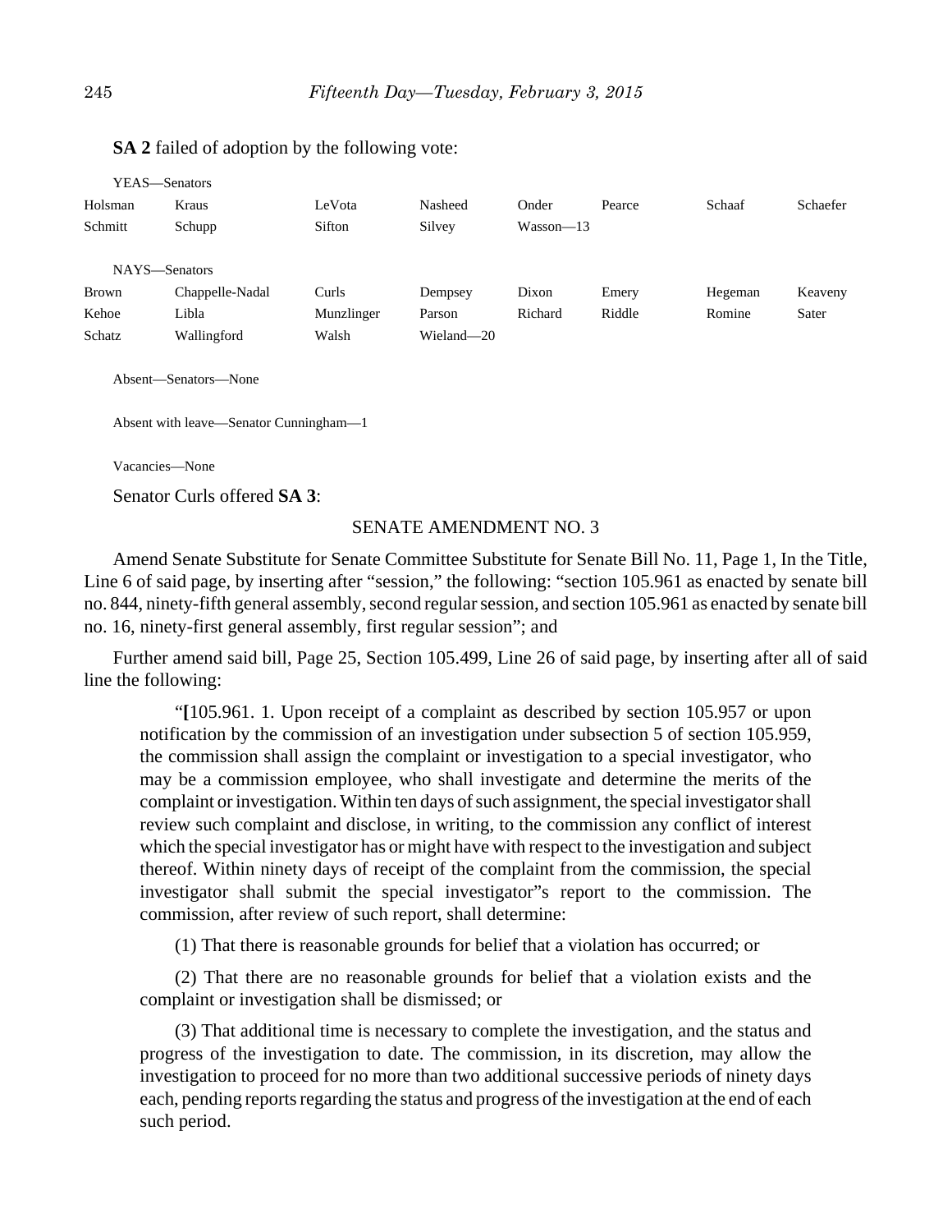**SA 2** failed of adoption by the following vote:

YEAS—Senators

| | | | | | | | |
|---|---|---|---|---|---|---|---|
| Holsman | Kraus | LeVota | Nasheed | Onder | Pearce | Schaaf | Schaefer |
| Schmitt | Schupp | Sifton | Silvey | Wasson—13 | | | |

NAYS—Senators

| | | | | | | | |
|---|---|---|---|---|---|---|---|
| Brown | Chappelle-Nadal | Curls | Dempsey | Dixon | Emery | Hegeman | Keaveny |
| Kehoe | Libla | Munzlinger | Parson | Richard | Riddle | Romine | Sater |
| Schatz | Wallingford | Walsh | Wieland—20 | | | | |

Absent—Senators—None

Absent with leave—Senator Cunningham—1

Vacancies—None

Senator Curls offered **SA 3**:

SENATE AMENDMENT NO. 3

Amend Senate Substitute for Senate Committee Substitute for Senate Bill No. 11, Page 1, In the Title, Line 6 of said page, by inserting after "session," the following: "section 105.961 as enacted by senate bill no. 844, ninety-fifth general assembly, second regular session, and section 105.961 as enacted by senate bill no. 16, ninety-first general assembly, first regular session"; and

Further amend said bill, Page 25, Section 105.499, Line 26 of said page, by inserting after all of said line the following:

> "**[**105.961. 1. Upon receipt of a complaint as described by section 105.957 or upon notification by the commission of an investigation under subsection 5 of section 105.959, the commission shall assign the complaint or investigation to a special investigator, who may be a commission employee, who shall investigate and determine the merits of the complaint or investigation. Within ten days of such assignment, the special investigator shall review such complaint and disclose, in writing, to the commission any conflict of interest which the special investigator has or might have with respect to the investigation and subject thereof. Within ninety days of receipt of the complaint from the commission, the special investigator shall submit the special investigator"s report to the commission. The commission, after review of such report, shall determine:
>
> (1) That there is reasonable grounds for belief that a violation has occurred; or
>
> (2) That there are no reasonable grounds for belief that a violation exists and the complaint or investigation shall be dismissed; or
>
> (3) That additional time is necessary to complete the investigation, and the status and progress of the investigation to date. The commission, in its discretion, may allow the investigation to proceed for no more than two additional successive periods of ninety days each, pending reports regarding the status and progress of the investigation at the end of each such period.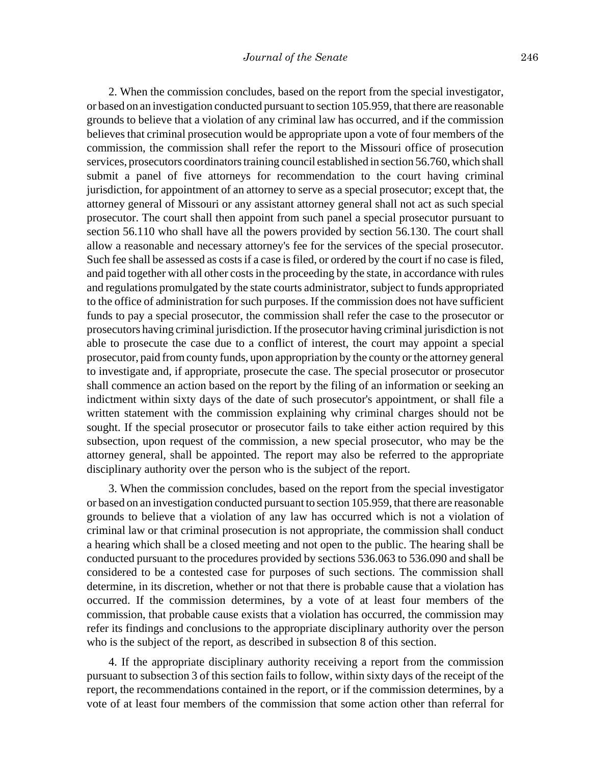2. When the commission concludes, based on the report from the special investigator, or based on an investigation conducted pursuant to section 105.959, that there are reasonable grounds to believe that a violation of any criminal law has occurred, and if the commission believes that criminal prosecution would be appropriate upon a vote of four members of the commission, the commission shall refer the report to the Missouri office of prosecution services, prosecutors coordinators training council established in section 56.760, which shall submit a panel of five attorneys for recommendation to the court having criminal jurisdiction, for appointment of an attorney to serve as a special prosecutor; except that, the attorney general of Missouri or any assistant attorney general shall not act as such special prosecutor. The court shall then appoint from such panel a special prosecutor pursuant to section 56.110 who shall have all the powers provided by section 56.130. The court shall allow a reasonable and necessary attorney's fee for the services of the special prosecutor. Such fee shall be assessed as costs if a case is filed, or ordered by the court if no case is filed, and paid together with all other costs in the proceeding by the state, in accordance with rules and regulations promulgated by the state courts administrator, subject to funds appropriated to the office of administration for such purposes. If the commission does not have sufficient funds to pay a special prosecutor, the commission shall refer the case to the prosecutor or prosecutors having criminal jurisdiction. If the prosecutor having criminal jurisdiction is not able to prosecute the case due to a conflict of interest, the court may appoint a special prosecutor, paid from county funds, upon appropriation by the county or the attorney general to investigate and, if appropriate, prosecute the case. The special prosecutor or prosecutor shall commence an action based on the report by the filing of an information or seeking an indictment within sixty days of the date of such prosecutor's appointment, or shall file a written statement with the commission explaining why criminal charges should not be sought. If the special prosecutor or prosecutor fails to take either action required by this subsection, upon request of the commission, a new special prosecutor, who may be the attorney general, shall be appointed. The report may also be referred to the appropriate disciplinary authority over the person who is the subject of the report.

3. When the commission concludes, based on the report from the special investigator or based on an investigation conducted pursuant to section 105.959, that there are reasonable grounds to believe that a violation of any law has occurred which is not a violation of criminal law or that criminal prosecution is not appropriate, the commission shall conduct a hearing which shall be a closed meeting and not open to the public. The hearing shall be conducted pursuant to the procedures provided by sections 536.063 to 536.090 and shall be considered to be a contested case for purposes of such sections. The commission shall determine, in its discretion, whether or not that there is probable cause that a violation has occurred. If the commission determines, by a vote of at least four members of the commission, that probable cause exists that a violation has occurred, the commission may refer its findings and conclusions to the appropriate disciplinary authority over the person who is the subject of the report, as described in subsection 8 of this section.

4. If the appropriate disciplinary authority receiving a report from the commission pursuant to subsection 3 of this section fails to follow, within sixty days of the receipt of the report, the recommendations contained in the report, or if the commission determines, by a vote of at least four members of the commission that some action other than referral for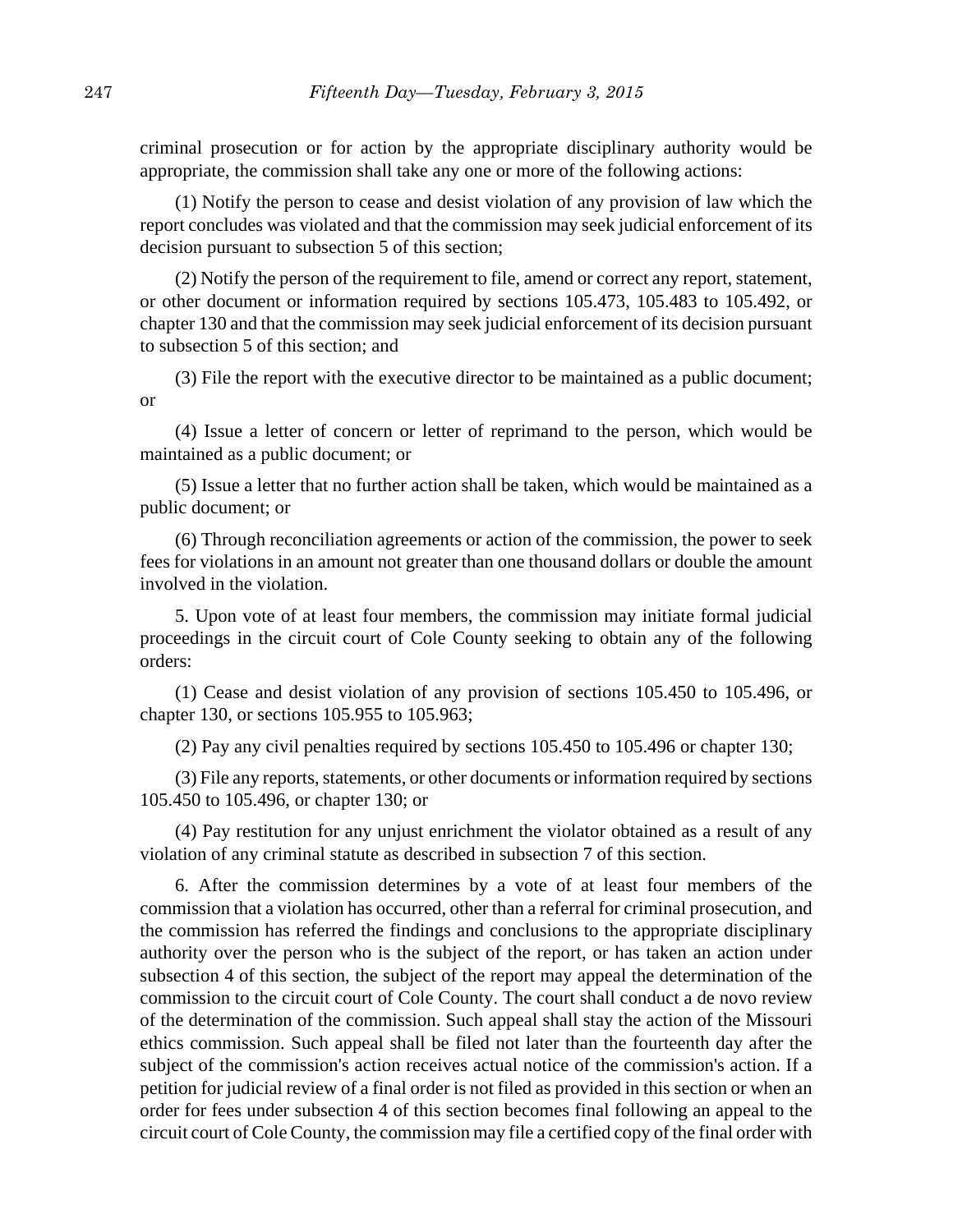criminal prosecution or for action by the appropriate disciplinary authority would be appropriate, the commission shall take any one or more of the following actions:

(1) Notify the person to cease and desist violation of any provision of law which the report concludes was violated and that the commission may seek judicial enforcement of its decision pursuant to subsection 5 of this section;

(2) Notify the person of the requirement to file, amend or correct any report, statement, or other document or information required by sections 105.473, 105.483 to 105.492, or chapter 130 and that the commission may seek judicial enforcement of its decision pursuant to subsection 5 of this section; and

(3) File the report with the executive director to be maintained as a public document; or

(4) Issue a letter of concern or letter of reprimand to the person, which would be maintained as a public document; or

(5) Issue a letter that no further action shall be taken, which would be maintained as a public document; or

(6) Through reconciliation agreements or action of the commission, the power to seek fees for violations in an amount not greater than one thousand dollars or double the amount involved in the violation.

5. Upon vote of at least four members, the commission may initiate formal judicial proceedings in the circuit court of Cole County seeking to obtain any of the following orders:

(1) Cease and desist violation of any provision of sections 105.450 to 105.496, or chapter 130, or sections 105.955 to 105.963;

(2) Pay any civil penalties required by sections 105.450 to 105.496 or chapter 130;

(3) File any reports, statements, or other documents or information required by sections 105.450 to 105.496, or chapter 130; or

(4) Pay restitution for any unjust enrichment the violator obtained as a result of any violation of any criminal statute as described in subsection 7 of this section.

6. After the commission determines by a vote of at least four members of the commission that a violation has occurred, other than a referral for criminal prosecution, and the commission has referred the findings and conclusions to the appropriate disciplinary authority over the person who is the subject of the report, or has taken an action under subsection 4 of this section, the subject of the report may appeal the determination of the commission to the circuit court of Cole County. The court shall conduct a de novo review of the determination of the commission. Such appeal shall stay the action of the Missouri ethics commission. Such appeal shall be filed not later than the fourteenth day after the subject of the commission's action receives actual notice of the commission's action. If a petition for judicial review of a final order is not filed as provided in this section or when an order for fees under subsection 4 of this section becomes final following an appeal to the circuit court of Cole County, the commission may file a certified copy of the final order with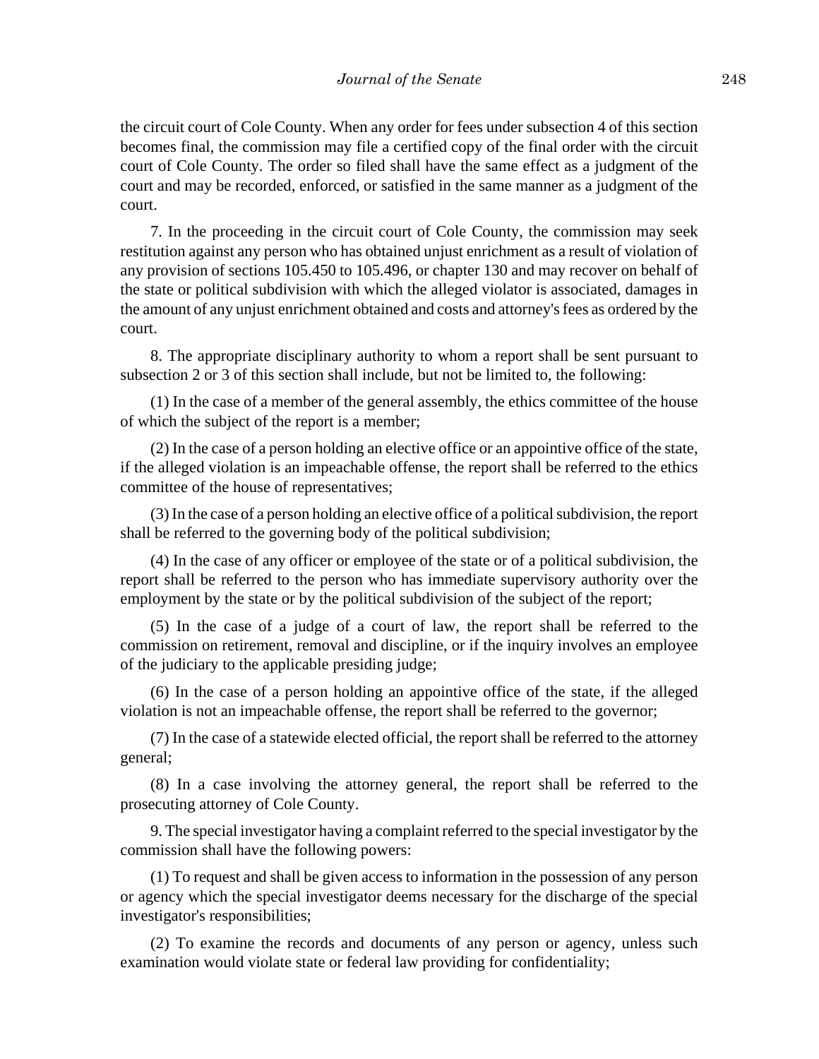the circuit court of Cole County. When any order for fees under subsection 4 of this section becomes final, the commission may file a certified copy of the final order with the circuit court of Cole County. The order so filed shall have the same effect as a judgment of the court and may be recorded, enforced, or satisfied in the same manner as a judgment of the court.

7. In the proceeding in the circuit court of Cole County, the commission may seek restitution against any person who has obtained unjust enrichment as a result of violation of any provision of sections 105.450 to 105.496, or chapter 130 and may recover on behalf of the state or political subdivision with which the alleged violator is associated, damages in the amount of any unjust enrichment obtained and costs and attorney's fees as ordered by the court.

8. The appropriate disciplinary authority to whom a report shall be sent pursuant to subsection 2 or 3 of this section shall include, but not be limited to, the following:

(1) In the case of a member of the general assembly, the ethics committee of the house of which the subject of the report is a member;

(2) In the case of a person holding an elective office or an appointive office of the state, if the alleged violation is an impeachable offense, the report shall be referred to the ethics committee of the house of representatives;

(3) In the case of a person holding an elective office of a political subdivision, the report shall be referred to the governing body of the political subdivision;

(4) In the case of any officer or employee of the state or of a political subdivision, the report shall be referred to the person who has immediate supervisory authority over the employment by the state or by the political subdivision of the subject of the report;

(5) In the case of a judge of a court of law, the report shall be referred to the commission on retirement, removal and discipline, or if the inquiry involves an employee of the judiciary to the applicable presiding judge;

(6) In the case of a person holding an appointive office of the state, if the alleged violation is not an impeachable offense, the report shall be referred to the governor;

(7) In the case of a statewide elected official, the report shall be referred to the attorney general;

(8) In a case involving the attorney general, the report shall be referred to the prosecuting attorney of Cole County.

9. The special investigator having a complaint referred to the special investigator by the commission shall have the following powers:

(1) To request and shall be given access to information in the possession of any person or agency which the special investigator deems necessary for the discharge of the special investigator's responsibilities;

(2) To examine the records and documents of any person or agency, unless such examination would violate state or federal law providing for confidentiality;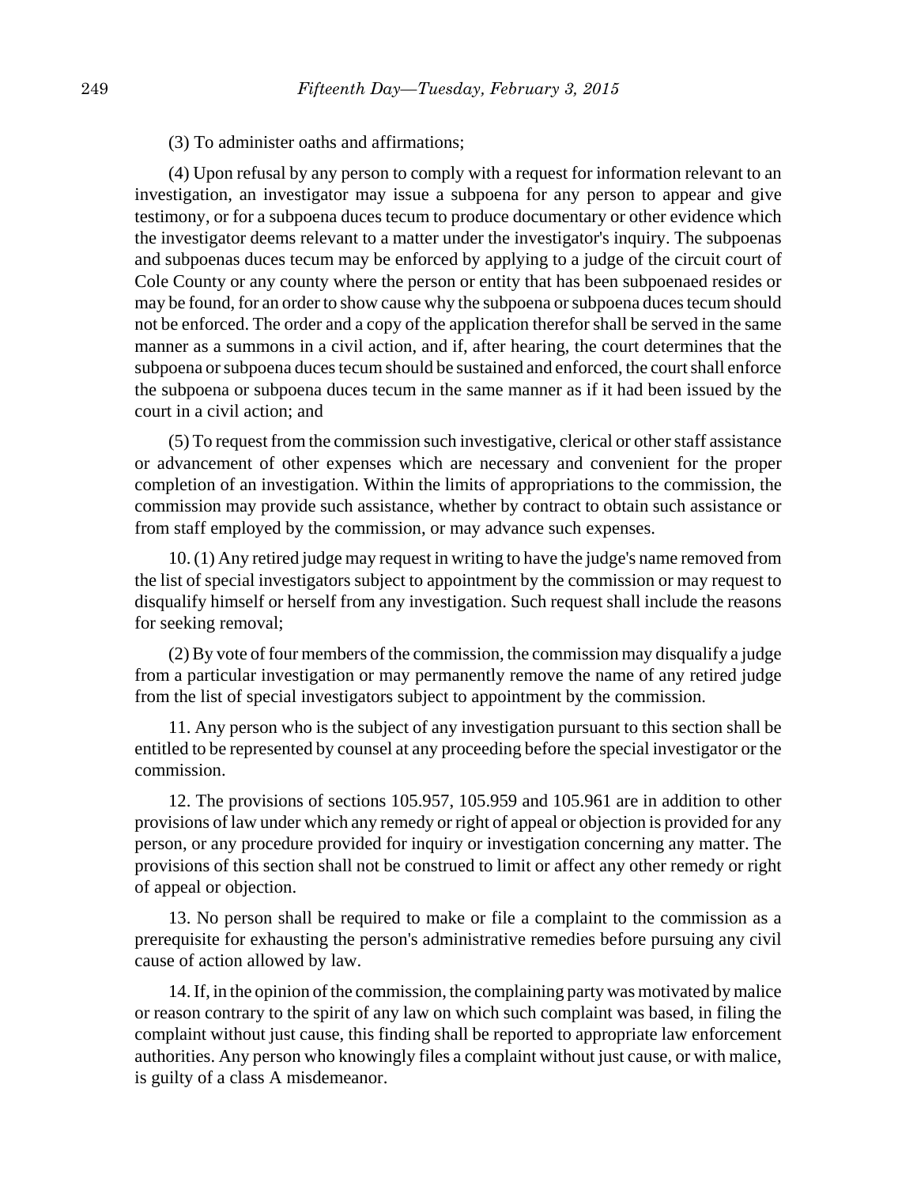(3) To administer oaths and affirmations;

(4) Upon refusal by any person to comply with a request for information relevant to an investigation, an investigator may issue a subpoena for any person to appear and give testimony, or for a subpoena duces tecum to produce documentary or other evidence which the investigator deems relevant to a matter under the investigator's inquiry. The subpoenas and subpoenas duces tecum may be enforced by applying to a judge of the circuit court of Cole County or any county where the person or entity that has been subpoenaed resides or may be found, for an order to show cause why the subpoena or subpoena duces tecum should not be enforced. The order and a copy of the application therefor shall be served in the same manner as a summons in a civil action, and if, after hearing, the court determines that the subpoena or subpoena duces tecum should be sustained and enforced, the court shall enforce the subpoena or subpoena duces tecum in the same manner as if it had been issued by the court in a civil action; and

(5) To request from the commission such investigative, clerical or other staff assistance or advancement of other expenses which are necessary and convenient for the proper completion of an investigation. Within the limits of appropriations to the commission, the commission may provide such assistance, whether by contract to obtain such assistance or from staff employed by the commission, or may advance such expenses.

10. (1) Any retired judge may request in writing to have the judge's name removed from the list of special investigators subject to appointment by the commission or may request to disqualify himself or herself from any investigation. Such request shall include the reasons for seeking removal;

(2) By vote of four members of the commission, the commission may disqualify a judge from a particular investigation or may permanently remove the name of any retired judge from the list of special investigators subject to appointment by the commission.

11. Any person who is the subject of any investigation pursuant to this section shall be entitled to be represented by counsel at any proceeding before the special investigator or the commission.

12. The provisions of sections 105.957, 105.959 and 105.961 are in addition to other provisions of law under which any remedy or right of appeal or objection is provided for any person, or any procedure provided for inquiry or investigation concerning any matter. The provisions of this section shall not be construed to limit or affect any other remedy or right of appeal or objection.

13. No person shall be required to make or file a complaint to the commission as a prerequisite for exhausting the person's administrative remedies before pursuing any civil cause of action allowed by law.

14. If, in the opinion of the commission, the complaining party was motivated by malice or reason contrary to the spirit of any law on which such complaint was based, in filing the complaint without just cause, this finding shall be reported to appropriate law enforcement authorities. Any person who knowingly files a complaint without just cause, or with malice, is guilty of a class A misdemeanor.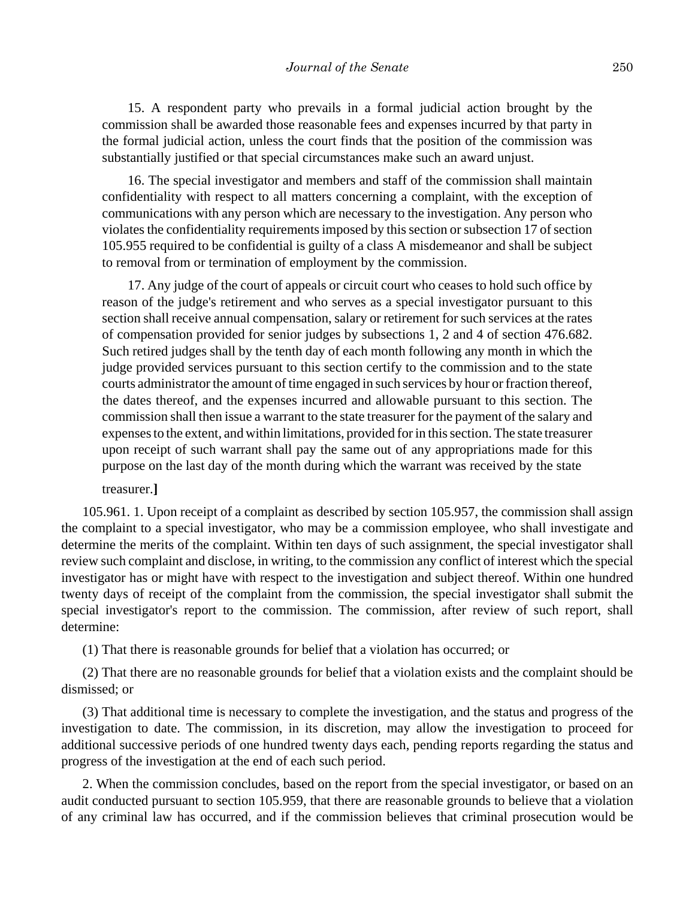15. A respondent party who prevails in a formal judicial action brought by the commission shall be awarded those reasonable fees and expenses incurred by that party in the formal judicial action, unless the court finds that the position of the commission was substantially justified or that special circumstances make such an award unjust.

16. The special investigator and members and staff of the commission shall maintain confidentiality with respect to all matters concerning a complaint, with the exception of communications with any person which are necessary to the investigation. Any person who violates the confidentiality requirements imposed by this section or subsection 17 of section 105.955 required to be confidential is guilty of a class A misdemeanor and shall be subject to removal from or termination of employment by the commission.

17. Any judge of the court of appeals or circuit court who ceases to hold such office by reason of the judge's retirement and who serves as a special investigator pursuant to this section shall receive annual compensation, salary or retirement for such services at the rates of compensation provided for senior judges by subsections 1, 2 and 4 of section 476.682. Such retired judges shall by the tenth day of each month following any month in which the judge provided services pursuant to this section certify to the commission and to the state courts administrator the amount of time engaged in such services by hour or fraction thereof, the dates thereof, and the expenses incurred and allowable pursuant to this section. The commission shall then issue a warrant to the state treasurer for the payment of the salary and expenses to the extent, and within limitations, provided for in this section. The state treasurer upon receipt of such warrant shall pay the same out of any appropriations made for this purpose on the last day of the month during which the warrant was received by the state treasurer.**]**

105.961. 1. Upon receipt of a complaint as described by section 105.957, the commission shall assign the complaint to a special investigator, who may be a commission employee, who shall investigate and determine the merits of the complaint. Within ten days of such assignment, the special investigator shall review such complaint and disclose, in writing, to the commission any conflict of interest which the special investigator has or might have with respect to the investigation and subject thereof. Within one hundred twenty days of receipt of the complaint from the commission, the special investigator shall submit the special investigator's report to the commission. The commission, after review of such report, shall determine:

(1) That there is reasonable grounds for belief that a violation has occurred; or

(2) That there are no reasonable grounds for belief that a violation exists and the complaint should be dismissed; or

(3) That additional time is necessary to complete the investigation, and the status and progress of the investigation to date. The commission, in its discretion, may allow the investigation to proceed for additional successive periods of one hundred twenty days each, pending reports regarding the status and progress of the investigation at the end of each such period.

2. When the commission concludes, based on the report from the special investigator, or based on an audit conducted pursuant to section 105.959, that there are reasonable grounds to believe that a violation of any criminal law has occurred, and if the commission believes that criminal prosecution would be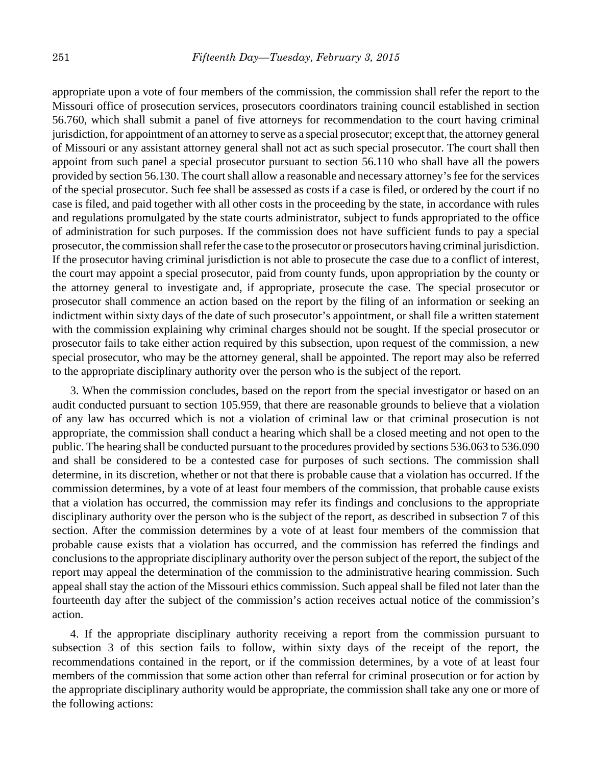appropriate upon a vote of four members of the commission, the commission shall refer the report to the Missouri office of prosecution services, prosecutors coordinators training council established in section 56.760, which shall submit a panel of five attorneys for recommendation to the court having criminal jurisdiction, for appointment of an attorney to serve as a special prosecutor; except that, the attorney general of Missouri or any assistant attorney general shall not act as such special prosecutor. The court shall then appoint from such panel a special prosecutor pursuant to section 56.110 who shall have all the powers provided by section 56.130. The court shall allow a reasonable and necessary attorney's fee for the services of the special prosecutor. Such fee shall be assessed as costs if a case is filed, or ordered by the court if no case is filed, and paid together with all other costs in the proceeding by the state, in accordance with rules and regulations promulgated by the state courts administrator, subject to funds appropriated to the office of administration for such purposes. If the commission does not have sufficient funds to pay a special prosecutor, the commission shall refer the case to the prosecutor or prosecutors having criminal jurisdiction. If the prosecutor having criminal jurisdiction is not able to prosecute the case due to a conflict of interest, the court may appoint a special prosecutor, paid from county funds, upon appropriation by the county or the attorney general to investigate and, if appropriate, prosecute the case. The special prosecutor or prosecutor shall commence an action based on the report by the filing of an information or seeking an indictment within sixty days of the date of such prosecutor's appointment, or shall file a written statement with the commission explaining why criminal charges should not be sought. If the special prosecutor or prosecutor fails to take either action required by this subsection, upon request of the commission, a new special prosecutor, who may be the attorney general, shall be appointed. The report may also be referred to the appropriate disciplinary authority over the person who is the subject of the report.

3. When the commission concludes, based on the report from the special investigator or based on an audit conducted pursuant to section 105.959, that there are reasonable grounds to believe that a violation of any law has occurred which is not a violation of criminal law or that criminal prosecution is not appropriate, the commission shall conduct a hearing which shall be a closed meeting and not open to the public. The hearing shall be conducted pursuant to the procedures provided by sections 536.063 to 536.090 and shall be considered to be a contested case for purposes of such sections. The commission shall determine, in its discretion, whether or not that there is probable cause that a violation has occurred. If the commission determines, by a vote of at least four members of the commission, that probable cause exists that a violation has occurred, the commission may refer its findings and conclusions to the appropriate disciplinary authority over the person who is the subject of the report, as described in subsection 7 of this section. After the commission determines by a vote of at least four members of the commission that probable cause exists that a violation has occurred, and the commission has referred the findings and conclusions to the appropriate disciplinary authority over the person subject of the report, the subject of the report may appeal the determination of the commission to the administrative hearing commission. Such appeal shall stay the action of the Missouri ethics commission. Such appeal shall be filed not later than the fourteenth day after the subject of the commission's action receives actual notice of the commission's action.

4. If the appropriate disciplinary authority receiving a report from the commission pursuant to subsection 3 of this section fails to follow, within sixty days of the receipt of the report, the recommendations contained in the report, or if the commission determines, by a vote of at least four members of the commission that some action other than referral for criminal prosecution or for action by the appropriate disciplinary authority would be appropriate, the commission shall take any one or more of the following actions: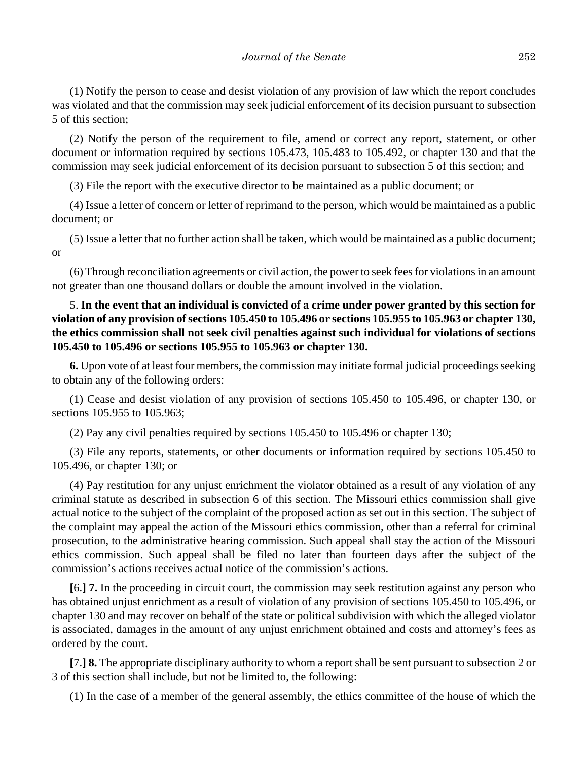(1) Notify the person to cease and desist violation of any provision of law which the report concludes was violated and that the commission may seek judicial enforcement of its decision pursuant to subsection 5 of this section;

(2) Notify the person of the requirement to file, amend or correct any report, statement, or other document or information required by sections 105.473, 105.483 to 105.492, or chapter 130 and that the commission may seek judicial enforcement of its decision pursuant to subsection 5 of this section; and

(3) File the report with the executive director to be maintained as a public document; or

(4) Issue a letter of concern or letter of reprimand to the person, which would be maintained as a public document; or

(5) Issue a letter that no further action shall be taken, which would be maintained as a public document; or

(6) Through reconciliation agreements or civil action, the power to seek fees for violations in an amount not greater than one thousand dollars or double the amount involved in the violation.

5. **In the event that an individual is convicted of a crime under power granted by this section for violation of any provision of sections 105.450 to 105.496 or sections 105.955 to 105.963 or chapter 130, the ethics commission shall not seek civil penalties against such individual for violations of sections 105.450 to 105.496 or sections 105.955 to 105.963 or chapter 130.**

**6.** Upon vote of at least four members, the commission may initiate formal judicial proceedings seeking to obtain any of the following orders:

(1) Cease and desist violation of any provision of sections 105.450 to 105.496, or chapter 130, or sections 105.955 to 105.963;

(2) Pay any civil penalties required by sections 105.450 to 105.496 or chapter 130;

(3) File any reports, statements, or other documents or information required by sections 105.450 to 105.496, or chapter 130; or

(4) Pay restitution for any unjust enrichment the violator obtained as a result of any violation of any criminal statute as described in subsection 6 of this section. The Missouri ethics commission shall give actual notice to the subject of the complaint of the proposed action as set out in this section. The subject of the complaint may appeal the action of the Missouri ethics commission, other than a referral for criminal prosecution, to the administrative hearing commission. Such appeal shall stay the action of the Missouri ethics commission. Such appeal shall be filed no later than fourteen days after the subject of the commission's actions receives actual notice of the commission's actions.

**[**6.**] 7.** In the proceeding in circuit court, the commission may seek restitution against any person who has obtained unjust enrichment as a result of violation of any provision of sections 105.450 to 105.496, or chapter 130 and may recover on behalf of the state or political subdivision with which the alleged violator is associated, damages in the amount of any unjust enrichment obtained and costs and attorney's fees as ordered by the court.

**[**7.**] 8.** The appropriate disciplinary authority to whom a report shall be sent pursuant to subsection 2 or 3 of this section shall include, but not be limited to, the following:

(1) In the case of a member of the general assembly, the ethics committee of the house of which the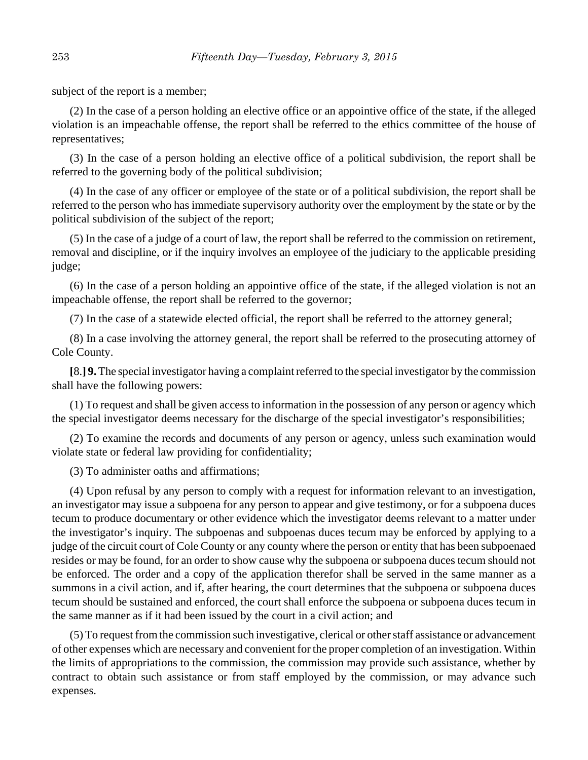subject of the report is a member;

(2) In the case of a person holding an elective office or an appointive office of the state, if the alleged violation is an impeachable offense, the report shall be referred to the ethics committee of the house of representatives;

(3) In the case of a person holding an elective office of a political subdivision, the report shall be referred to the governing body of the political subdivision;

(4) In the case of any officer or employee of the state or of a political subdivision, the report shall be referred to the person who has immediate supervisory authority over the employment by the state or by the political subdivision of the subject of the report;

(5) In the case of a judge of a court of law, the report shall be referred to the commission on retirement, removal and discipline, or if the inquiry involves an employee of the judiciary to the applicable presiding judge;

(6) In the case of a person holding an appointive office of the state, if the alleged violation is not an impeachable offense, the report shall be referred to the governor;

(7) In the case of a statewide elected official, the report shall be referred to the attorney general;

(8) In a case involving the attorney general, the report shall be referred to the prosecuting attorney of Cole County.

**[**8.**] 9.** The special investigator having a complaint referred to the special investigator by the commission shall have the following powers:

(1) To request and shall be given access to information in the possession of any person or agency which the special investigator deems necessary for the discharge of the special investigator's responsibilities;

(2) To examine the records and documents of any person or agency, unless such examination would violate state or federal law providing for confidentiality;

(3) To administer oaths and affirmations;

(4) Upon refusal by any person to comply with a request for information relevant to an investigation, an investigator may issue a subpoena for any person to appear and give testimony, or for a subpoena duces tecum to produce documentary or other evidence which the investigator deems relevant to a matter under the investigator's inquiry. The subpoenas and subpoenas duces tecum may be enforced by applying to a judge of the circuit court of Cole County or any county where the person or entity that has been subpoenaed resides or may be found, for an order to show cause why the subpoena or subpoena duces tecum should not be enforced. The order and a copy of the application therefor shall be served in the same manner as a summons in a civil action, and if, after hearing, the court determines that the subpoena or subpoena duces tecum should be sustained and enforced, the court shall enforce the subpoena or subpoena duces tecum in the same manner as if it had been issued by the court in a civil action; and

(5) To request from the commission such investigative, clerical or other staff assistance or advancement of other expenses which are necessary and convenient for the proper completion of an investigation. Within the limits of appropriations to the commission, the commission may provide such assistance, whether by contract to obtain such assistance or from staff employed by the commission, or may advance such expenses.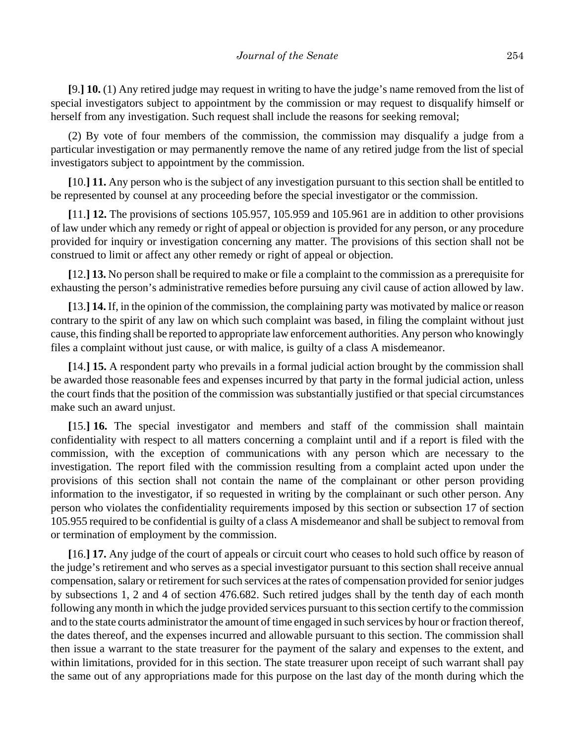**[**9.**] 10.** (1) Any retired judge may request in writing to have the judge's name removed from the list of special investigators subject to appointment by the commission or may request to disqualify himself or herself from any investigation. Such request shall include the reasons for seeking removal;

(2) By vote of four members of the commission, the commission may disqualify a judge from a particular investigation or may permanently remove the name of any retired judge from the list of special investigators subject to appointment by the commission.

**[**10.**] 11.** Any person who is the subject of any investigation pursuant to this section shall be entitled to be represented by counsel at any proceeding before the special investigator or the commission.

**[**11.**] 12.** The provisions of sections 105.957, 105.959 and 105.961 are in addition to other provisions of law under which any remedy or right of appeal or objection is provided for any person, or any procedure provided for inquiry or investigation concerning any matter. The provisions of this section shall not be construed to limit or affect any other remedy or right of appeal or objection.

**[**12.**] 13.** No person shall be required to make or file a complaint to the commission as a prerequisite for exhausting the person's administrative remedies before pursuing any civil cause of action allowed by law.

**[**13.**] 14.** If, in the opinion of the commission, the complaining party was motivated by malice or reason contrary to the spirit of any law on which such complaint was based, in filing the complaint without just cause, this finding shall be reported to appropriate law enforcement authorities. Any person who knowingly files a complaint without just cause, or with malice, is guilty of a class A misdemeanor.

**[**14.**] 15.** A respondent party who prevails in a formal judicial action brought by the commission shall be awarded those reasonable fees and expenses incurred by that party in the formal judicial action, unless the court finds that the position of the commission was substantially justified or that special circumstances make such an award unjust.

**[**15.**] 16.** The special investigator and members and staff of the commission shall maintain confidentiality with respect to all matters concerning a complaint until and if a report is filed with the commission, with the exception of communications with any person which are necessary to the investigation. The report filed with the commission resulting from a complaint acted upon under the provisions of this section shall not contain the name of the complainant or other person providing information to the investigator, if so requested in writing by the complainant or such other person. Any person who violates the confidentiality requirements imposed by this section or subsection 17 of section 105.955 required to be confidential is guilty of a class A misdemeanor and shall be subject to removal from or termination of employment by the commission.

**[**16.**] 17.** Any judge of the court of appeals or circuit court who ceases to hold such office by reason of the judge's retirement and who serves as a special investigator pursuant to this section shall receive annual compensation, salary or retirement for such services at the rates of compensation provided for senior judges by subsections 1, 2 and 4 of section 476.682. Such retired judges shall by the tenth day of each month following any month in which the judge provided services pursuant to this section certify to the commission and to the state courts administrator the amount of time engaged in such services by hour or fraction thereof, the dates thereof, and the expenses incurred and allowable pursuant to this section. The commission shall then issue a warrant to the state treasurer for the payment of the salary and expenses to the extent, and within limitations, provided for in this section. The state treasurer upon receipt of such warrant shall pay the same out of any appropriations made for this purpose on the last day of the month during which the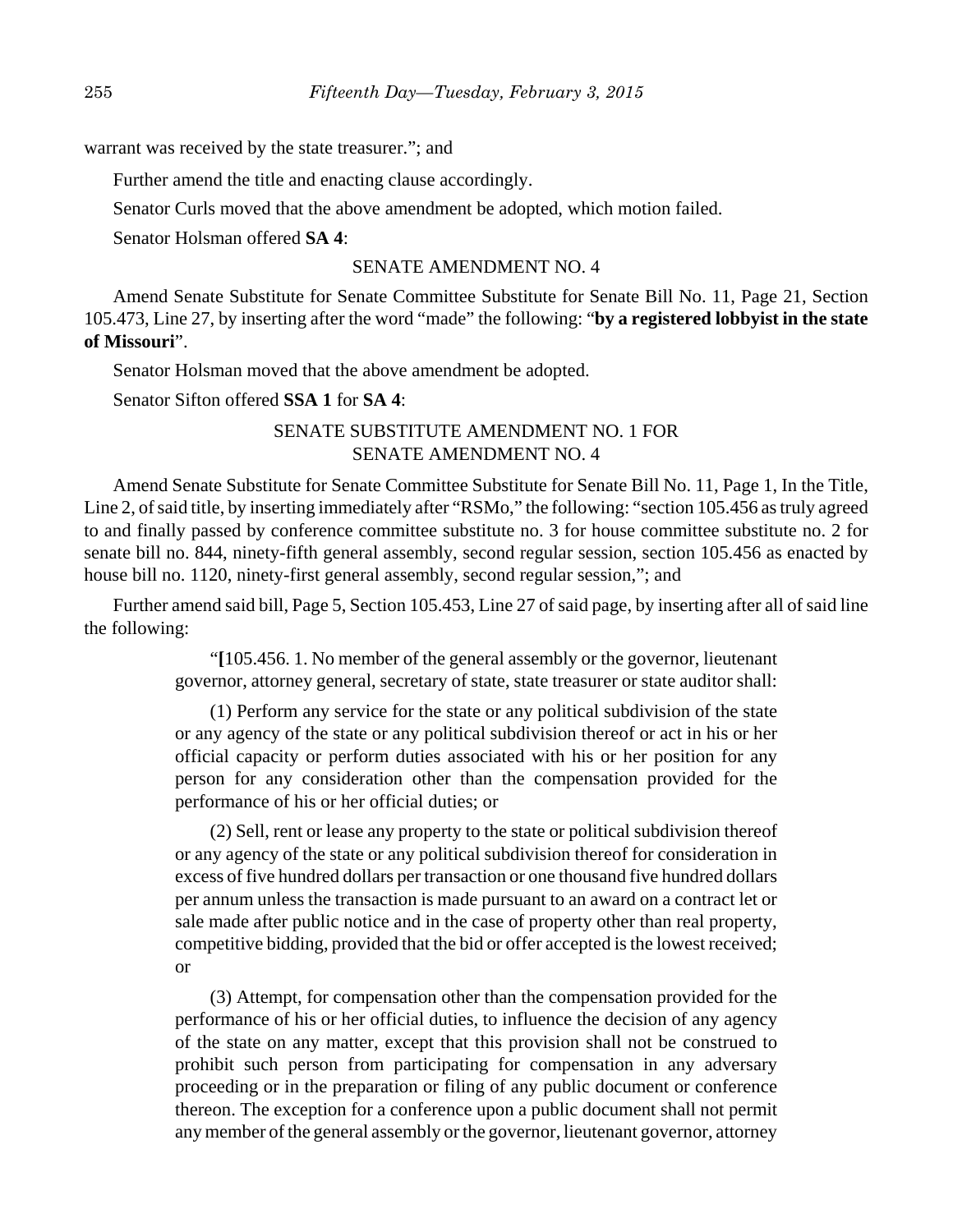warrant was received by the state treasurer."; and

Further amend the title and enacting clause accordingly.

Senator Curls moved that the above amendment be adopted, which motion failed.

Senator Holsman offered **SA 4**:

SENATE AMENDMENT NO. 4

Amend Senate Substitute for Senate Committee Substitute for Senate Bill No. 11, Page 21, Section 105.473, Line 27, by inserting after the word "made" the following: "**by a registered lobbyist in the state of Missouri**".

Senator Holsman moved that the above amendment be adopted.

Senator Sifton offered **SSA 1** for **SA 4**:

SENATE SUBSTITUTE AMENDMENT NO. 1 FOR SENATE AMENDMENT NO. 4

Amend Senate Substitute for Senate Committee Substitute for Senate Bill No. 11, Page 1, In the Title, Line 2, of said title, by inserting immediately after "RSMo," the following: "section 105.456 as truly agreed to and finally passed by conference committee substitute no. 3 for house committee substitute no. 2 for senate bill no. 844, ninety-fifth general assembly, second regular session, section 105.456 as enacted by house bill no. 1120, ninety-first general assembly, second regular session,"; and

Further amend said bill, Page 5, Section 105.453, Line 27 of said page, by inserting after all of said line the following:

> "**[**105.456. 1. No member of the general assembly or the governor, lieutenant governor, attorney general, secretary of state, state treasurer or state auditor shall:
>
> (1) Perform any service for the state or any political subdivision of the state or any agency of the state or any political subdivision thereof or act in his or her official capacity or perform duties associated with his or her position for any person for any consideration other than the compensation provided for the performance of his or her official duties; or
>
> (2) Sell, rent or lease any property to the state or political subdivision thereof or any agency of the state or any political subdivision thereof for consideration in excess of five hundred dollars per transaction or one thousand five hundred dollars per annum unless the transaction is made pursuant to an award on a contract let or sale made after public notice and in the case of property other than real property, competitive bidding, provided that the bid or offer accepted is the lowest received; or
>
> (3) Attempt, for compensation other than the compensation provided for the performance of his or her official duties, to influence the decision of any agency of the state on any matter, except that this provision shall not be construed to prohibit such person from participating for compensation in any adversary proceeding or in the preparation or filing of any public document or conference thereon. The exception for a conference upon a public document shall not permit any member of the general assembly or the governor, lieutenant governor, attorney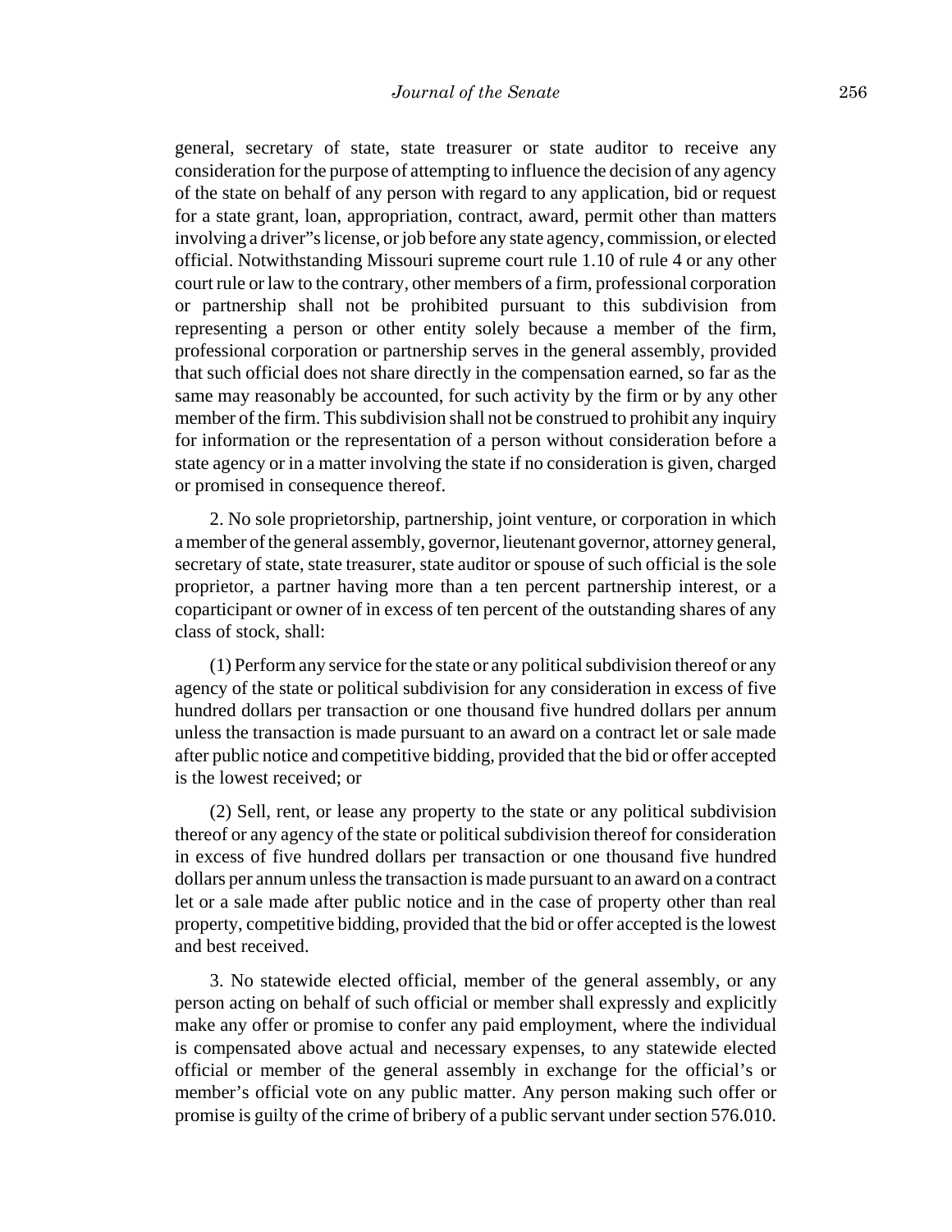general, secretary of state, state treasurer or state auditor to receive any consideration for the purpose of attempting to influence the decision of any agency of the state on behalf of any person with regard to any application, bid or request for a state grant, loan, appropriation, contract, award, permit other than matters involving a driver"s license, or job before any state agency, commission, or elected official. Notwithstanding Missouri supreme court rule 1.10 of rule 4 or any other court rule or law to the contrary, other members of a firm, professional corporation or partnership shall not be prohibited pursuant to this subdivision from representing a person or other entity solely because a member of the firm, professional corporation or partnership serves in the general assembly, provided that such official does not share directly in the compensation earned, so far as the same may reasonably be accounted, for such activity by the firm or by any other member of the firm. This subdivision shall not be construed to prohibit any inquiry for information or the representation of a person without consideration before a state agency or in a matter involving the state if no consideration is given, charged or promised in consequence thereof.

2. No sole proprietorship, partnership, joint venture, or corporation in which a member of the general assembly, governor, lieutenant governor, attorney general, secretary of state, state treasurer, state auditor or spouse of such official is the sole proprietor, a partner having more than a ten percent partnership interest, or a coparticipant or owner of in excess of ten percent of the outstanding shares of any class of stock, shall:

(1) Perform any service for the state or any political subdivision thereof or any agency of the state or political subdivision for any consideration in excess of five hundred dollars per transaction or one thousand five hundred dollars per annum unless the transaction is made pursuant to an award on a contract let or sale made after public notice and competitive bidding, provided that the bid or offer accepted is the lowest received; or

(2) Sell, rent, or lease any property to the state or any political subdivision thereof or any agency of the state or political subdivision thereof for consideration in excess of five hundred dollars per transaction or one thousand five hundred dollars per annum unless the transaction is made pursuant to an award on a contract let or a sale made after public notice and in the case of property other than real property, competitive bidding, provided that the bid or offer accepted is the lowest and best received.

3. No statewide elected official, member of the general assembly, or any person acting on behalf of such official or member shall expressly and explicitly make any offer or promise to confer any paid employment, where the individual is compensated above actual and necessary expenses, to any statewide elected official or member of the general assembly in exchange for the official's or member's official vote on any public matter. Any person making such offer or promise is guilty of the crime of bribery of a public servant under section 576.010.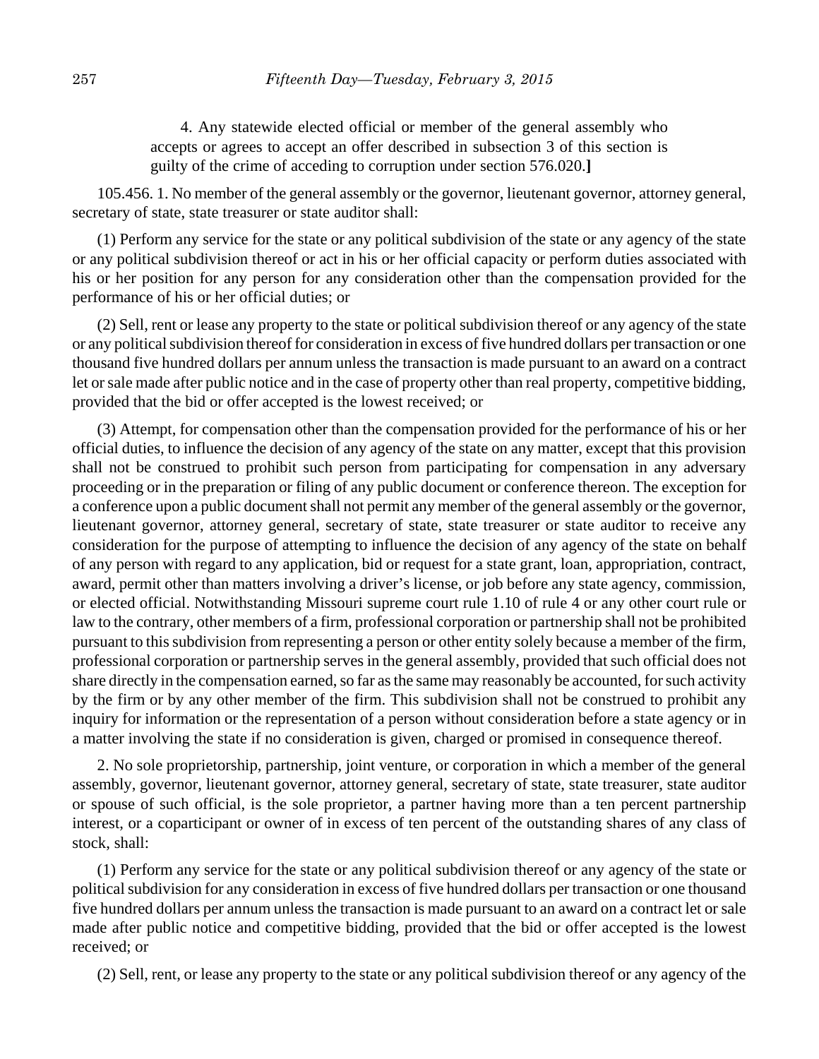4. Any statewide elected official or member of the general assembly who accepts or agrees to accept an offer described in subsection 3 of this section is guilty of the crime of acceding to corruption under section 576.020.**]**

105.456. 1. No member of the general assembly or the governor, lieutenant governor, attorney general, secretary of state, state treasurer or state auditor shall:

(1) Perform any service for the state or any political subdivision of the state or any agency of the state or any political subdivision thereof or act in his or her official capacity or perform duties associated with his or her position for any person for any consideration other than the compensation provided for the performance of his or her official duties; or

(2) Sell, rent or lease any property to the state or political subdivision thereof or any agency of the state or any political subdivision thereof for consideration in excess of five hundred dollars per transaction or one thousand five hundred dollars per annum unless the transaction is made pursuant to an award on a contract let or sale made after public notice and in the case of property other than real property, competitive bidding, provided that the bid or offer accepted is the lowest received; or

(3) Attempt, for compensation other than the compensation provided for the performance of his or her official duties, to influence the decision of any agency of the state on any matter, except that this provision shall not be construed to prohibit such person from participating for compensation in any adversary proceeding or in the preparation or filing of any public document or conference thereon. The exception for a conference upon a public document shall not permit any member of the general assembly or the governor, lieutenant governor, attorney general, secretary of state, state treasurer or state auditor to receive any consideration for the purpose of attempting to influence the decision of any agency of the state on behalf of any person with regard to any application, bid or request for a state grant, loan, appropriation, contract, award, permit other than matters involving a driver's license, or job before any state agency, commission, or elected official. Notwithstanding Missouri supreme court rule 1.10 of rule 4 or any other court rule or law to the contrary, other members of a firm, professional corporation or partnership shall not be prohibited pursuant to this subdivision from representing a person or other entity solely because a member of the firm, professional corporation or partnership serves in the general assembly, provided that such official does not share directly in the compensation earned, so far as the same may reasonably be accounted, for such activity by the firm or by any other member of the firm. This subdivision shall not be construed to prohibit any inquiry for information or the representation of a person without consideration before a state agency or in a matter involving the state if no consideration is given, charged or promised in consequence thereof.

2. No sole proprietorship, partnership, joint venture, or corporation in which a member of the general assembly, governor, lieutenant governor, attorney general, secretary of state, state treasurer, state auditor or spouse of such official, is the sole proprietor, a partner having more than a ten percent partnership interest, or a coparticipant or owner of in excess of ten percent of the outstanding shares of any class of stock, shall:

(1) Perform any service for the state or any political subdivision thereof or any agency of the state or political subdivision for any consideration in excess of five hundred dollars per transaction or one thousand five hundred dollars per annum unless the transaction is made pursuant to an award on a contract let or sale made after public notice and competitive bidding, provided that the bid or offer accepted is the lowest received; or

(2) Sell, rent, or lease any property to the state or any political subdivision thereof or any agency of the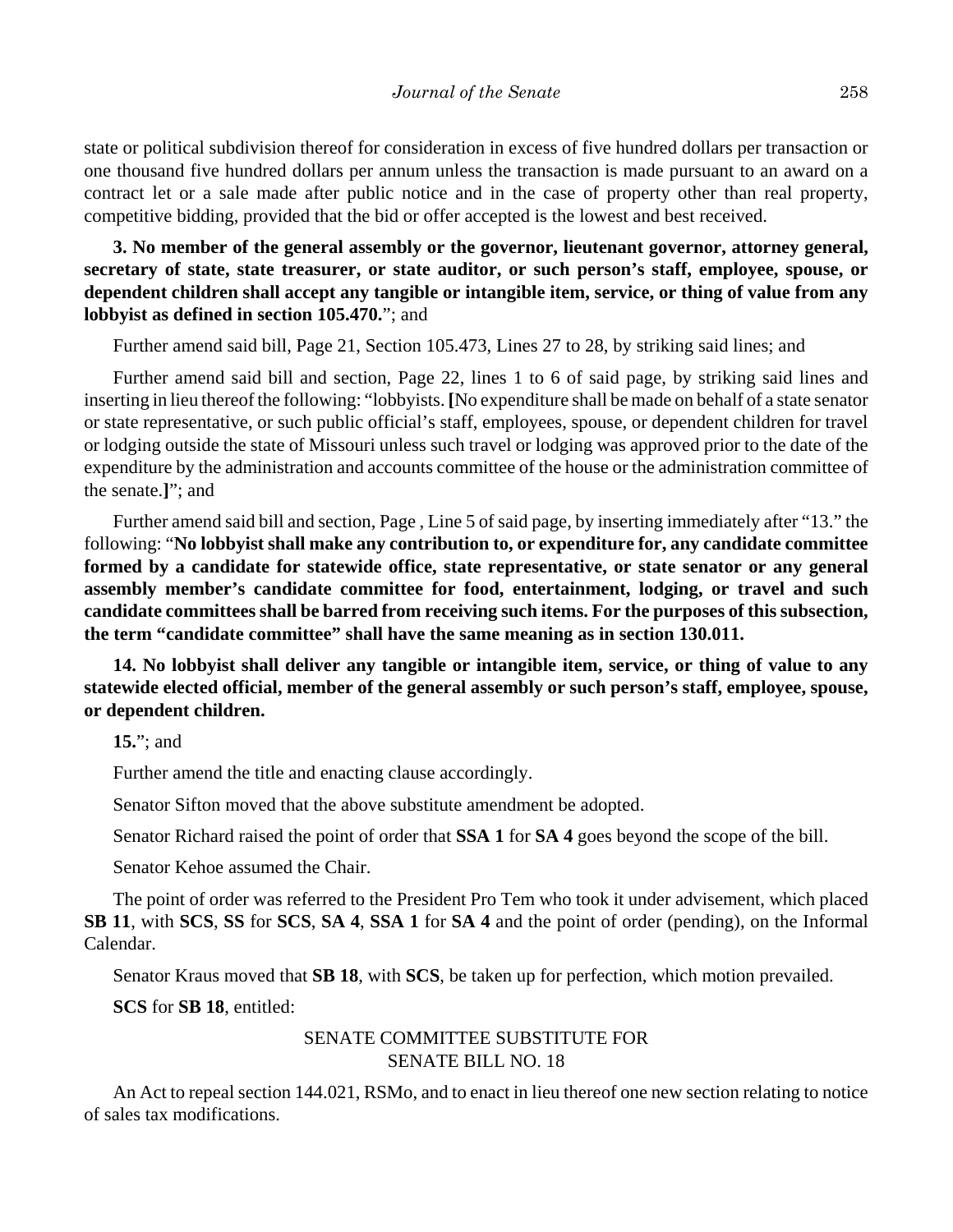state or political subdivision thereof for consideration in excess of five hundred dollars per transaction or one thousand five hundred dollars per annum unless the transaction is made pursuant to an award on a contract let or a sale made after public notice and in the case of property other than real property, competitive bidding, provided that the bid or offer accepted is the lowest and best received.

**3. No member of the general assembly or the governor, lieutenant governor, attorney general, secretary of state, state treasurer, or state auditor, or such person's staff, employee, spouse, or dependent children shall accept any tangible or intangible item, service, or thing of value from any lobbyist as defined in section 105.470.**"; and

Further amend said bill, Page 21, Section 105.473, Lines 27 to 28, by striking said lines; and

Further amend said bill and section, Page 22, lines 1 to 6 of said page, by striking said lines and inserting in lieu thereof the following: "lobbyists. **[**No expenditure shall be made on behalf of a state senator or state representative, or such public official's staff, employees, spouse, or dependent children for travel or lodging outside the state of Missouri unless such travel or lodging was approved prior to the date of the expenditure by the administration and accounts committee of the house or the administration committee of the senate.**]**"; and

Further amend said bill and section, Page , Line 5 of said page, by inserting immediately after "13." the following: "**No lobbyist shall make any contribution to, or expenditure for, any candidate committee formed by a candidate for statewide office, state representative, or state senator or any general assembly member's candidate committee for food, entertainment, lodging, or travel and such candidate committees shall be barred from receiving such items. For the purposes of this subsection, the term "candidate committee" shall have the same meaning as in section 130.011.**

**14. No lobbyist shall deliver any tangible or intangible item, service, or thing of value to any statewide elected official, member of the general assembly or such person's staff, employee, spouse, or dependent children.**

**15.**"; and

Further amend the title and enacting clause accordingly.

Senator Sifton moved that the above substitute amendment be adopted.

Senator Richard raised the point of order that **SSA 1** for **SA 4** goes beyond the scope of the bill.

Senator Kehoe assumed the Chair.

The point of order was referred to the President Pro Tem who took it under advisement, which placed **SB 11**, with **SCS**, **SS** for **SCS**, **SA 4**, **SSA 1** for **SA 4** and the point of order (pending), on the Informal Calendar.

Senator Kraus moved that **SB 18**, with **SCS**, be taken up for perfection, which motion prevailed.

**SCS** for **SB 18**, entitled:

SENATE COMMITTEE SUBSTITUTE FOR
SENATE BILL NO. 18

An Act to repeal section 144.021, RSMo, and to enact in lieu thereof one new section relating to notice of sales tax modifications.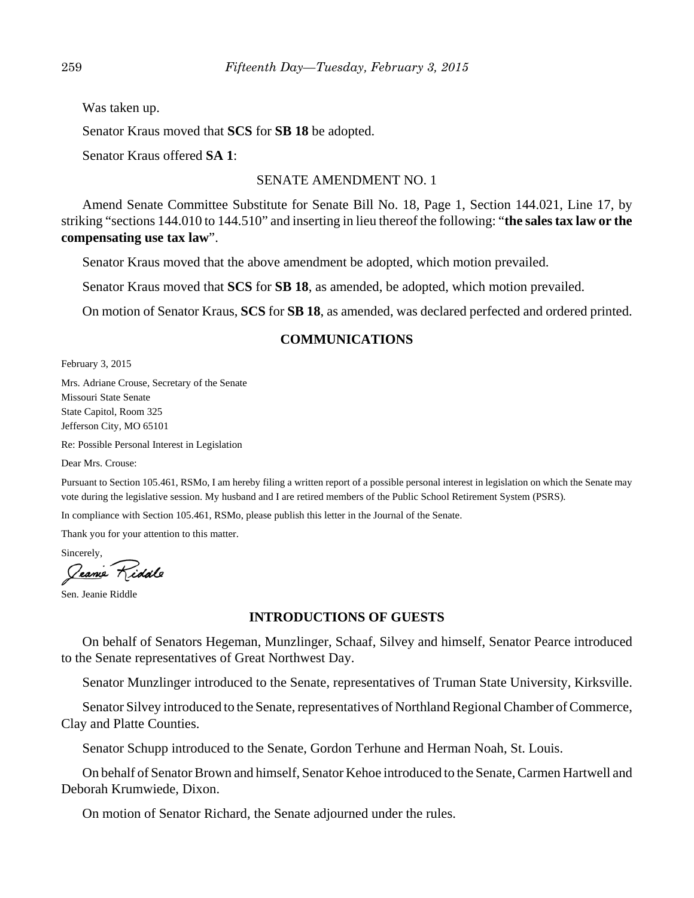Was taken up.

Senator Kraus moved that **SCS** for **SB 18** be adopted.

Senator Kraus offered **SA 1**:

SENATE AMENDMENT NO. 1

Amend Senate Committee Substitute for Senate Bill No. 18, Page 1, Section 144.021, Line 17, by striking "sections 144.010 to 144.510" and inserting in lieu thereof the following: "**the sales tax law or the compensating use tax law**".

Senator Kraus moved that the above amendment be adopted, which motion prevailed.

Senator Kraus moved that **SCS** for **SB 18**, as amended, be adopted, which motion prevailed.

On motion of Senator Kraus, **SCS** for **SB 18**, as amended, was declared perfected and ordered printed.

## COMMUNICATIONS

February 3, 2015

Mrs. Adriane Crouse, Secretary of the Senate
Missouri State Senate
State Capitol, Room 325
Jefferson City, MO 65101

Re: Possible Personal Interest in Legislation

Dear Mrs. Crouse:

Pursuant to Section 105.461, RSMo, I am hereby filing a written report of a possible personal interest in legislation on which the Senate may vote during the legislative session. My husband and I are retired members of the Public School Retirement System (PSRS).

In compliance with Section 105.461, RSMo, please publish this letter in the Journal of the Senate.

Thank you for your attention to this matter.

Sincerely,

Jeanie Riddle

Sen. Jeanie Riddle

## INTRODUCTIONS OF GUESTS

On behalf of Senators Hegeman, Munzlinger, Schaaf, Silvey and himself, Senator Pearce introduced to the Senate representatives of Great Northwest Day.

Senator Munzlinger introduced to the Senate, representatives of Truman State University, Kirksville.

Senator Silvey introduced to the Senate, representatives of Northland Regional Chamber of Commerce, Clay and Platte Counties.

Senator Schupp introduced to the Senate, Gordon Terhune and Herman Noah, St. Louis.

On behalf of Senator Brown and himself, Senator Kehoe introduced to the Senate, Carmen Hartwell and Deborah Krumwiede, Dixon.

On motion of Senator Richard, the Senate adjourned under the rules.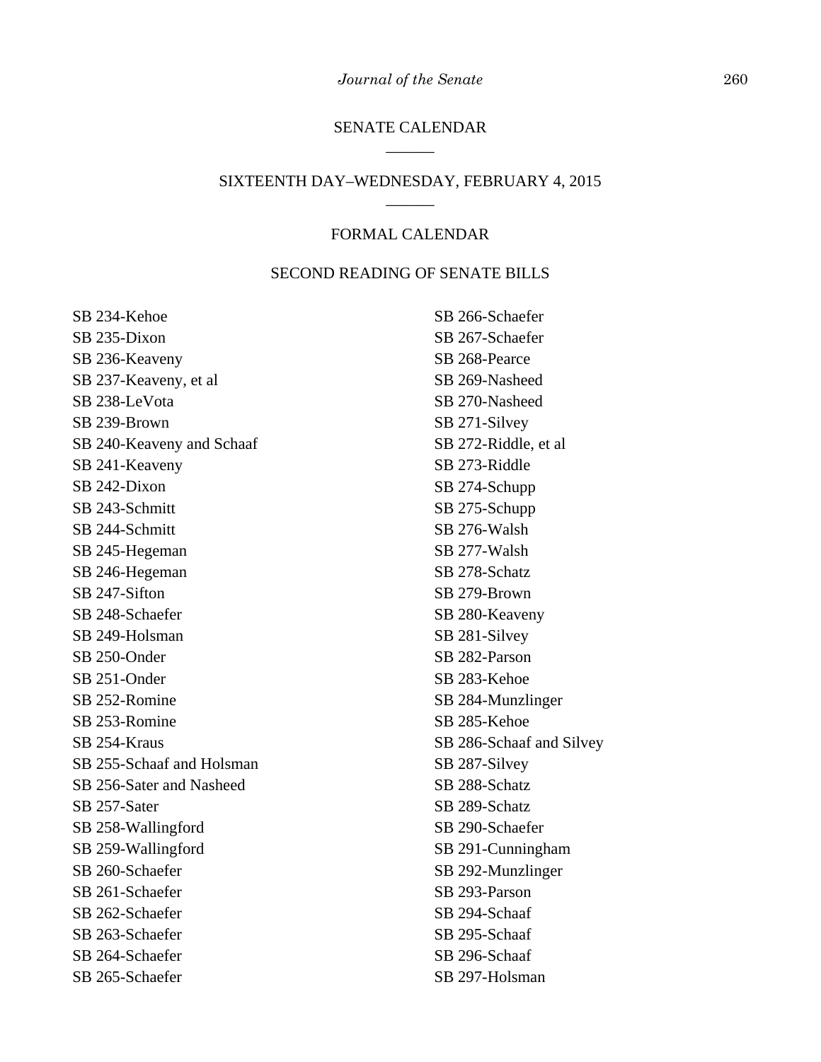SENATE CALENDAR

______

SIXTEENTH DAY–WEDNESDAY, FEBRUARY 4, 2015

______

FORMAL CALENDAR

SECOND READING OF SENATE BILLS

SB 234-Kehoe
SB 235-Dixon
SB 236-Keaveny
SB 237-Keaveny, et al
SB 238-LeVota
SB 239-Brown
SB 240-Keaveny and Schaaf
SB 241-Keaveny
SB 242-Dixon
SB 243-Schmitt
SB 244-Schmitt
SB 245-Hegeman
SB 246-Hegeman
SB 247-Sifton
SB 248-Schaefer
SB 249-Holsman
SB 250-Onder
SB 251-Onder
SB 252-Romine
SB 253-Romine
SB 254-Kraus
SB 255-Schaaf and Holsman
SB 256-Sater and Nasheed
SB 257-Sater
SB 258-Wallingford
SB 259-Wallingford
SB 260-Schaefer
SB 261-Schaefer
SB 262-Schaefer
SB 263-Schaefer
SB 264-Schaefer
SB 265-Schaefer
SB 266-Schaefer
SB 267-Schaefer
SB 268-Pearce
SB 269-Nasheed
SB 270-Nasheed
SB 271-Silvey
SB 272-Riddle, et al
SB 273-Riddle
SB 274-Schupp
SB 275-Schupp
SB 276-Walsh
SB 277-Walsh
SB 278-Schatz
SB 279-Brown
SB 280-Keaveny
SB 281-Silvey
SB 282-Parson
SB 283-Kehoe
SB 284-Munzlinger
SB 285-Kehoe
SB 286-Schaaf and Silvey
SB 287-Silvey
SB 288-Schatz
SB 289-Schatz
SB 290-Schaefer
SB 291-Cunningham
SB 292-Munzlinger
SB 293-Parson
SB 294-Schaaf
SB 295-Schaaf
SB 296-Schaaf
SB 297-Holsman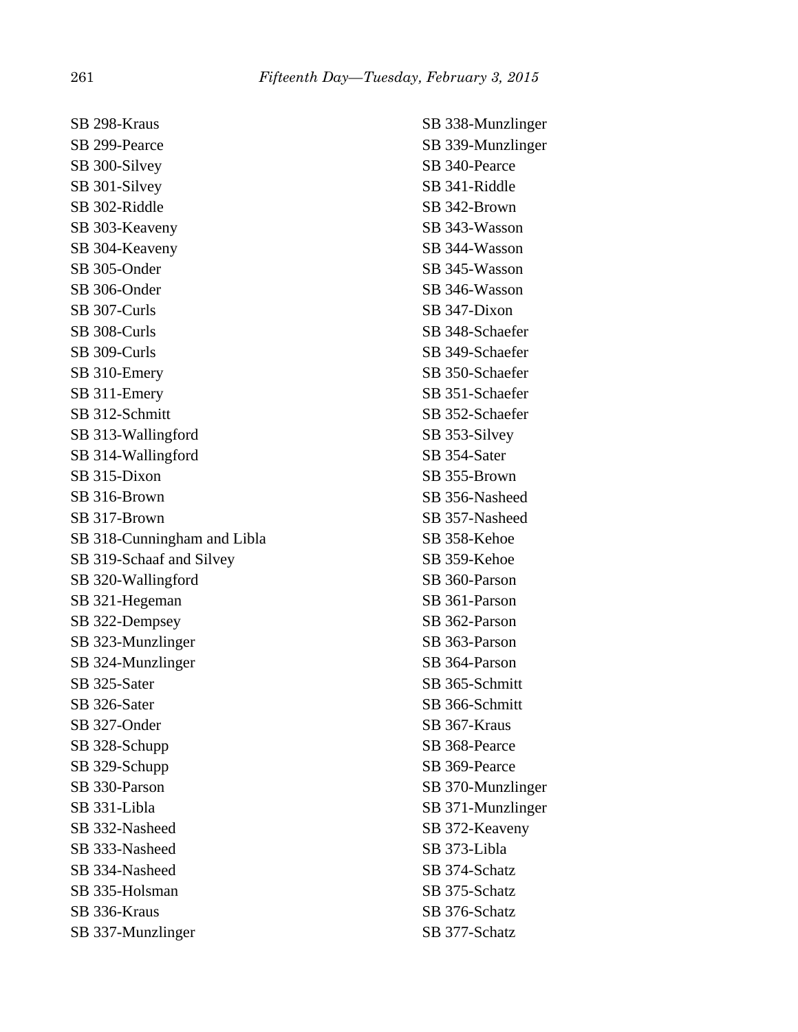SB 298-Kraus
SB 299-Pearce
SB 300-Silvey
SB 301-Silvey
SB 302-Riddle
SB 303-Keaveny
SB 304-Keaveny
SB 305-Onder
SB 306-Onder
SB 307-Curls
SB 308-Curls
SB 309-Curls
SB 310-Emery
SB 311-Emery
SB 312-Schmitt
SB 313-Wallingford
SB 314-Wallingford
SB 315-Dixon
SB 316-Brown
SB 317-Brown
SB 318-Cunningham and Libla
SB 319-Schaaf and Silvey
SB 320-Wallingford
SB 321-Hegeman
SB 322-Dempsey
SB 323-Munzlinger
SB 324-Munzlinger
SB 325-Sater
SB 326-Sater
SB 327-Onder
SB 328-Schupp
SB 329-Schupp
SB 330-Parson
SB 331-Libla
SB 332-Nasheed
SB 333-Nasheed
SB 334-Nasheed
SB 335-Holsman
SB 336-Kraus
SB 337-Munzlinger
SB 338-Munzlinger
SB 339-Munzlinger
SB 340-Pearce
SB 341-Riddle
SB 342-Brown
SB 343-Wasson
SB 344-Wasson
SB 345-Wasson
SB 346-Wasson
SB 347-Dixon
SB 348-Schaefer
SB 349-Schaefer
SB 350-Schaefer
SB 351-Schaefer
SB 352-Schaefer
SB 353-Silvey
SB 354-Sater
SB 355-Brown
SB 356-Nasheed
SB 357-Nasheed
SB 358-Kehoe
SB 359-Kehoe
SB 360-Parson
SB 361-Parson
SB 362-Parson
SB 363-Parson
SB 364-Parson
SB 365-Schmitt
SB 366-Schmitt
SB 367-Kraus
SB 368-Pearce
SB 369-Pearce
SB 370-Munzlinger
SB 371-Munzlinger
SB 372-Keaveny
SB 373-Libla
SB 374-Schatz
SB 375-Schatz
SB 376-Schatz
SB 377-Schatz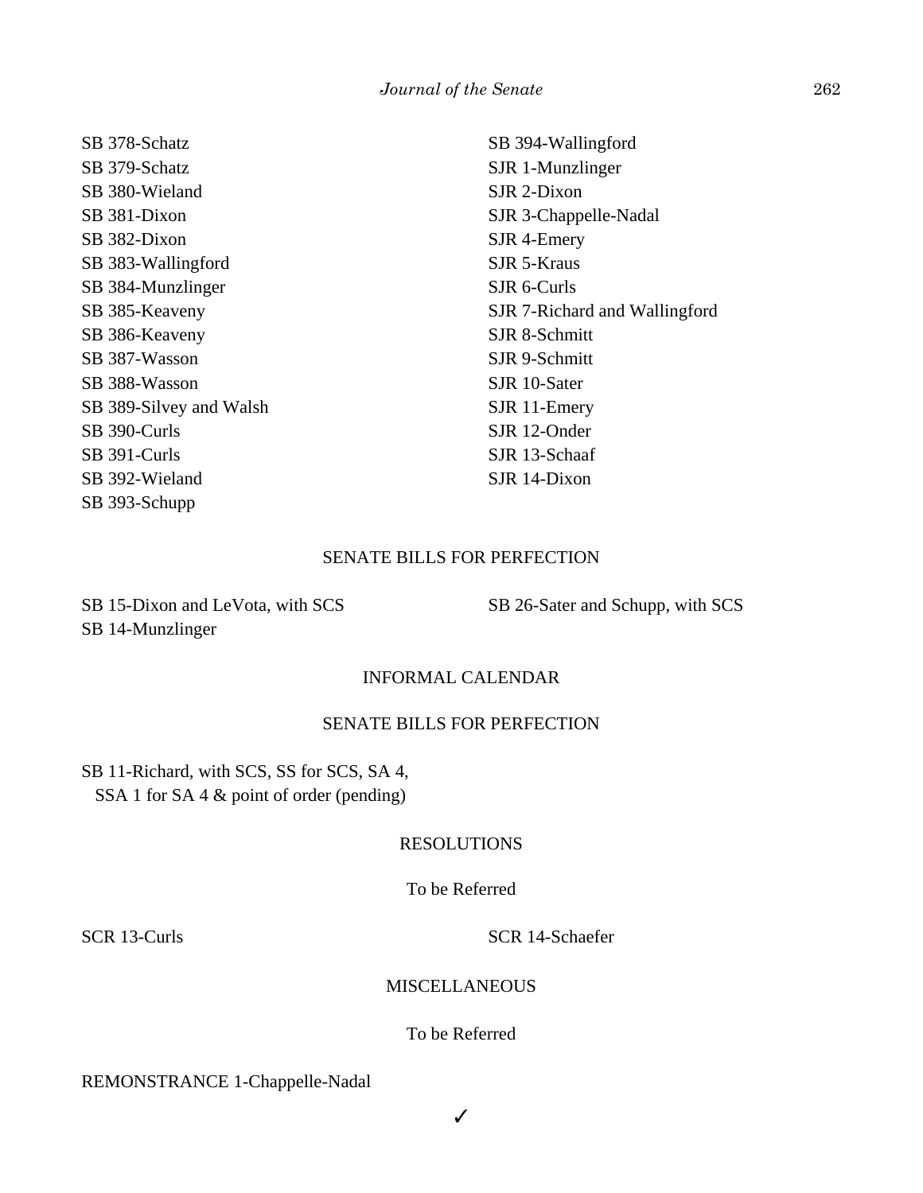SB 378-Schatz
SB 379-Schatz
SB 380-Wieland
SB 381-Dixon
SB 382-Dixon
SB 383-Wallingford
SB 384-Munzlinger
SB 385-Keaveny
SB 386-Keaveny
SB 387-Wasson
SB 388-Wasson
SB 389-Silvey and Walsh
SB 390-Curls
SB 391-Curls
SB 392-Wieland
SB 393-Schupp
SB 394-Wallingford
SJR 1-Munzlinger
SJR 2-Dixon
SJR 3-Chappelle-Nadal
SJR 4-Emery
SJR 5-Kraus
SJR 6-Curls
SJR 7-Richard and Wallingford
SJR 8-Schmitt
SJR 9-Schmitt
SJR 10-Sater
SJR 11-Emery
SJR 12-Onder
SJR 13-Schaaf
SJR 14-Dixon

## SENATE BILLS FOR PERFECTION

SB 15-Dixon and LeVota, with SCS
SB 14-Munzlinger
SB 26-Sater and Schupp, with SCS

## INFORMAL CALENDAR

## SENATE BILLS FOR PERFECTION

SB 11-Richard, with SCS, SS for SCS, SA 4,
SSA 1 for SA 4 & point of order (pending)

## RESOLUTIONS

### To be Referred

SCR 13-Curls
SCR 14-Schaefer

## MISCELLANEOUS

### To be Referred

REMONSTRANCE 1-Chappelle-Nadal

✓